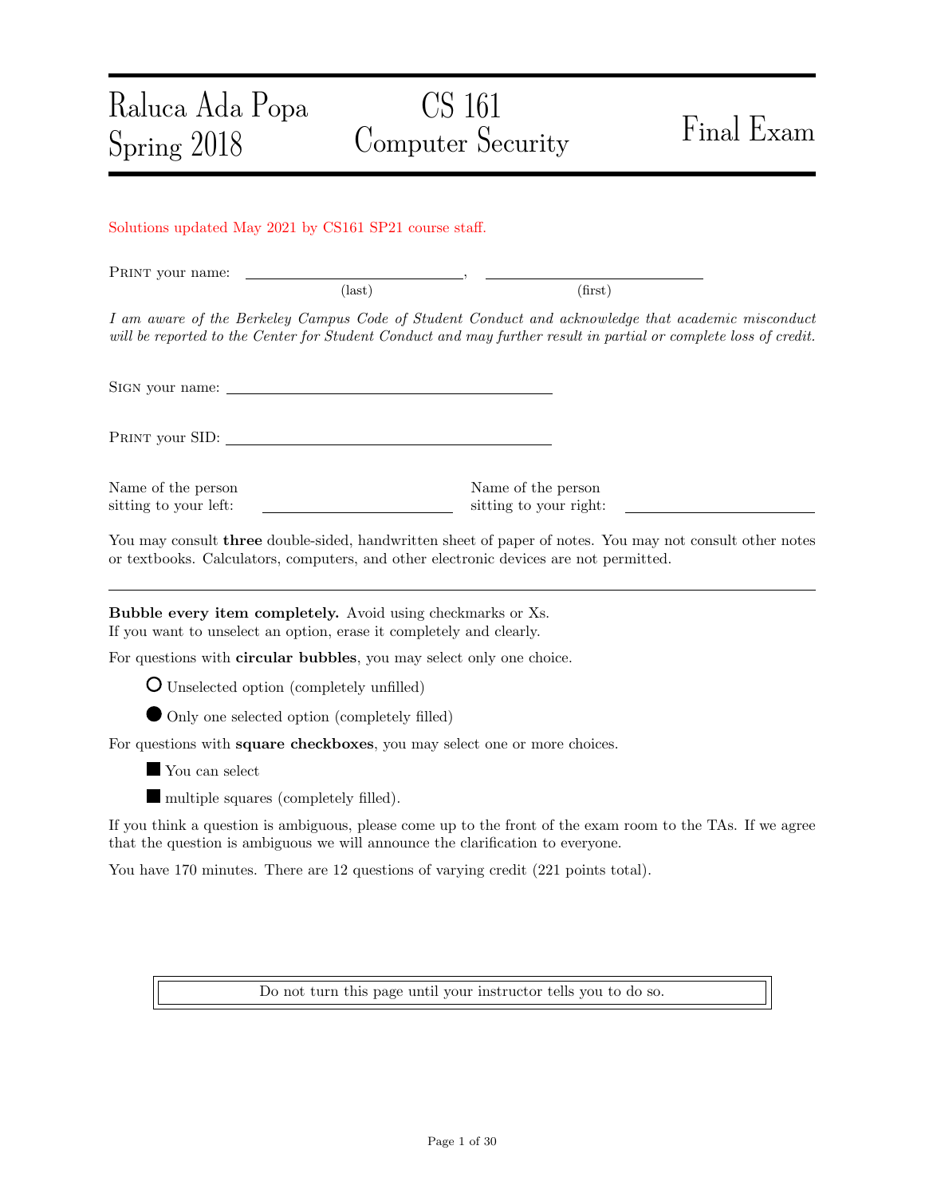Raluca Ada Popa
Spring 2018

# CS 161 Computer Security

# Final Exam

Solutions updated May 2021 by CS161 SP21 course staff.

PRINT your name: ______________________, ______________________
(last) (first)

*I am aware of the Berkeley Campus Code of Student Conduct and acknowledge that academic misconduct will be reported to the Center for Student Conduct and may further result in partial or complete loss of credit.*

SIGN your name: ______________________________

PRINT your SID: ______________________________

Name of the person sitting to your left: ______________________

Name of the person sitting to your right: ______________________

You may consult **three** double-sided, handwritten sheet of paper of notes. You may not consult other notes or textbooks. Calculators, computers, and other electronic devices are not permitted.

---

**Bubble every item completely.** Avoid using checkmarks or Xs.
If you want to unselect an option, erase it completely and clearly.

For questions with **circular bubbles**, you may select only one choice.

- ○ Unselected option (completely unfilled)
- ● Only one selected option (completely filled)

For questions with **square checkboxes**, you may select one or more choices.

- ■ You can select
- ■ multiple squares (completely filled).

If you think a question is ambiguous, please come up to the front of the exam room to the TAs. If we agree that the question is ambiguous we will announce the clarification to everyone.

You have 170 minutes. There are 12 questions of varying credit (221 points total).

Do not turn this page until your instructor tells you to do so.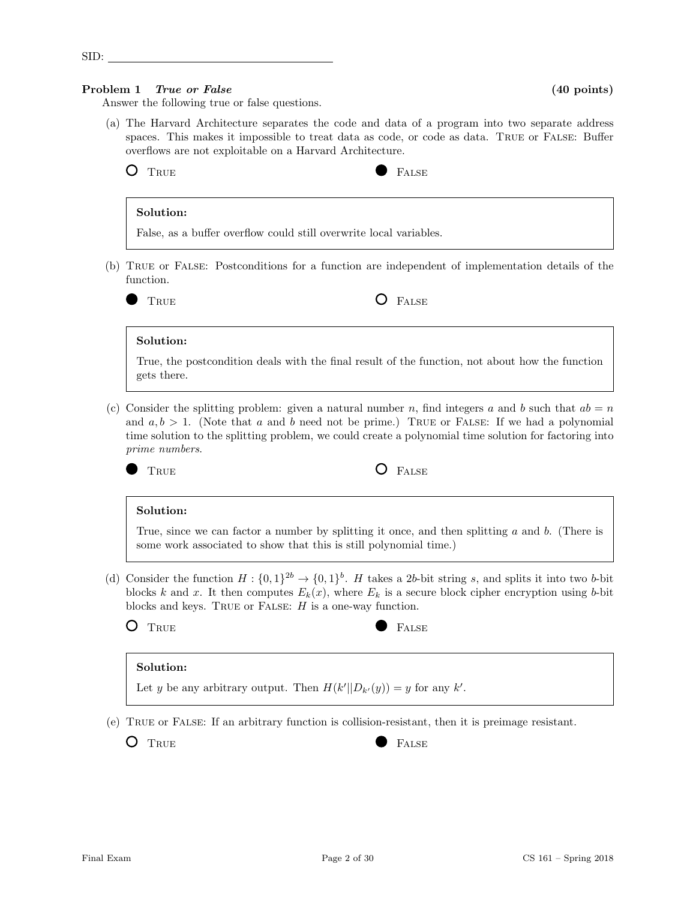SID: ______________________

**Problem 1** ***True or False*** **(40 points)**

Answer the following true or false questions.

(a) The Harvard Architecture separates the code and data of a program into two separate address spaces. This makes it impossible to treat data as code, or code as data. TRUE or FALSE: Buffer overflows are not exploitable on a Harvard Architecture.

○ TRUE ● FALSE

> **Solution:**
>
> False, as a buffer overflow could still overwrite local variables.

(b) TRUE or FALSE: Postconditions for a function are independent of implementation details of the function.

● TRUE ○ FALSE

> **Solution:**
>
> True, the postcondition deals with the final result of the function, not about how the function gets there.

(c) Consider the splitting problem: given a natural number $n$, find integers $a$ and $b$ such that $ab = n$ and $a, b > 1$. (Note that $a$ and $b$ need not be prime.) TRUE or FALSE: If we had a polynomial time solution to the splitting problem, we could create a polynomial time solution for factoring into *prime numbers*.

● TRUE ○ FALSE

> **Solution:**
>
> True, since we can factor a number by splitting it once, and then splitting $a$ and $b$. (There is some work associated to show that this is still polynomial time.)

(d) Consider the function $H : \{0,1\}^{2b} \to \{0,1\}^b$. $H$ takes a $2b$-bit string $s$, and splits it into two $b$-bit blocks $k$ and $x$. It then computes $E_k(x)$, where $E_k$ is a secure block cipher encryption using $b$-bit blocks and keys. TRUE or FALSE: $H$ is a one-way function.

○ TRUE ● FALSE

> **Solution:**
>
> Let $y$ be any arbitrary output. Then $H(k'||D_{k'}(y)) = y$ for any $k'$.

(e) TRUE or FALSE: If an arbitrary function is collision-resistant, then it is preimage resistant.

○ TRUE ● FALSE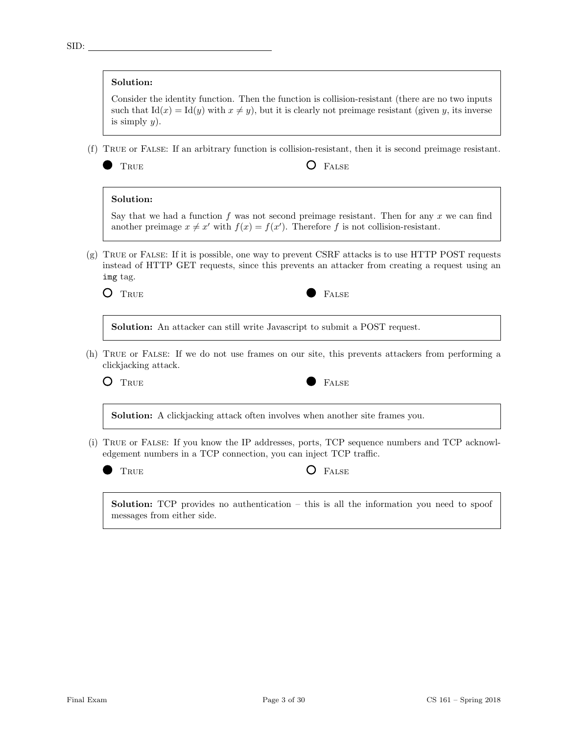SID: ______________________

**Solution:**

Consider the identity function. Then the function is collision-resistant (there are no two inputs such that $\text{Id}(x) = \text{Id}(y)$ with $x \neq y$), but it is clearly not preimage resistant (given $y$, its inverse is simply $y$).

(f) TRUE or FALSE: If an arbitrary function is collision-resistant, then it is second preimage resistant.

● TRUE ○ FALSE

**Solution:**

Say that we had a function $f$ was not second preimage resistant. Then for any $x$ we can find another preimage $x \neq x'$ with $f(x) = f(x')$. Therefore $f$ is not collision-resistant.

(g) TRUE or FALSE: If it is possible, one way to prevent CSRF attacks is to use HTTP POST requests instead of HTTP GET requests, since this prevents an attacker from creating a request using an `img` tag.

○ TRUE ● FALSE

**Solution:** An attacker can still write Javascript to submit a POST request.

(h) TRUE or FALSE: If we do not use frames on our site, this prevents attackers from performing a clickjacking attack.

○ TRUE ● FALSE

**Solution:** A clickjacking attack often involves when another site frames you.

(i) TRUE or FALSE: If you know the IP addresses, ports, TCP sequence numbers and TCP acknowledgement numbers in a TCP connection, you can inject TCP traffic.

● TRUE ○ FALSE

**Solution:** TCP provides no authentication – this is all the information you need to spoof messages from either side.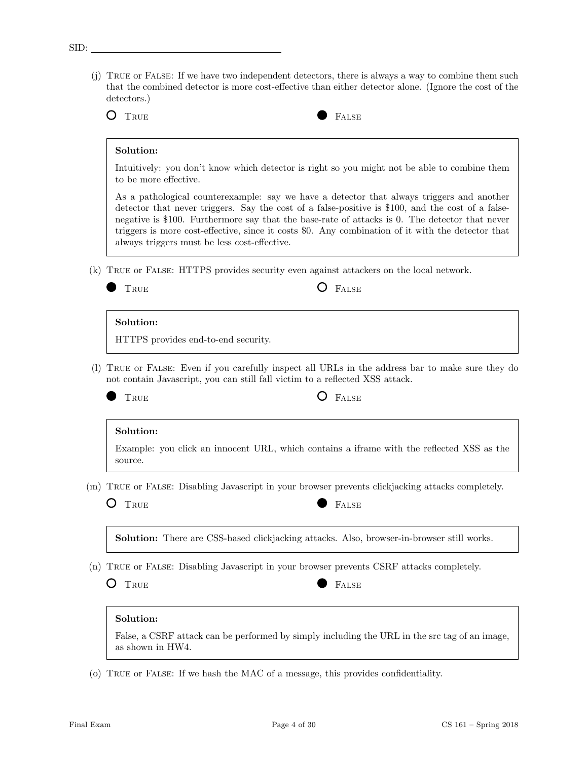SID: ______________________

(j) True or False: If we have two independent detectors, there is always a way to combine them such that the combined detector is more cost-effective than either detector alone. (Ignore the cost of the detectors.)

○ True ● False

> **Solution:**
>
> Intuitively: you don't know which detector is right so you might not be able to combine them to be more effective.
>
> As a pathological counterexample: say we have a detector that always triggers and another detector that never triggers. Say the cost of a false-positive is $100, and the cost of a false-negative is $100. Furthermore say that the base-rate of attacks is 0. The detector that never triggers is more cost-effective, since it costs $0. Any combination of it with the detector that always triggers must be less cost-effective.

(k) True or False: HTTPS provides security even against attackers on the local network.

● True ○ False

> **Solution:**
>
> HTTPS provides end-to-end security.

(l) True or False: Even if you carefully inspect all URLs in the address bar to make sure they do not contain Javascript, you can still fall victim to a reflected XSS attack.

● True ○ False

> **Solution:**
>
> Example: you click an innocent URL, which contains a iframe with the reflected XSS as the source.

(m) True or False: Disabling Javascript in your browser prevents clickjacking attacks completely.

○ True ● False

> **Solution:** There are CSS-based clickjacking attacks. Also, browser-in-browser still works.

(n) True or False: Disabling Javascript in your browser prevents CSRF attacks completely.

○ True ● False

> **Solution:**
>
> False, a CSRF attack can be performed by simply including the URL in the src tag of an image, as shown in HW4.

(o) True or False: If we hash the MAC of a message, this provides confidentiality.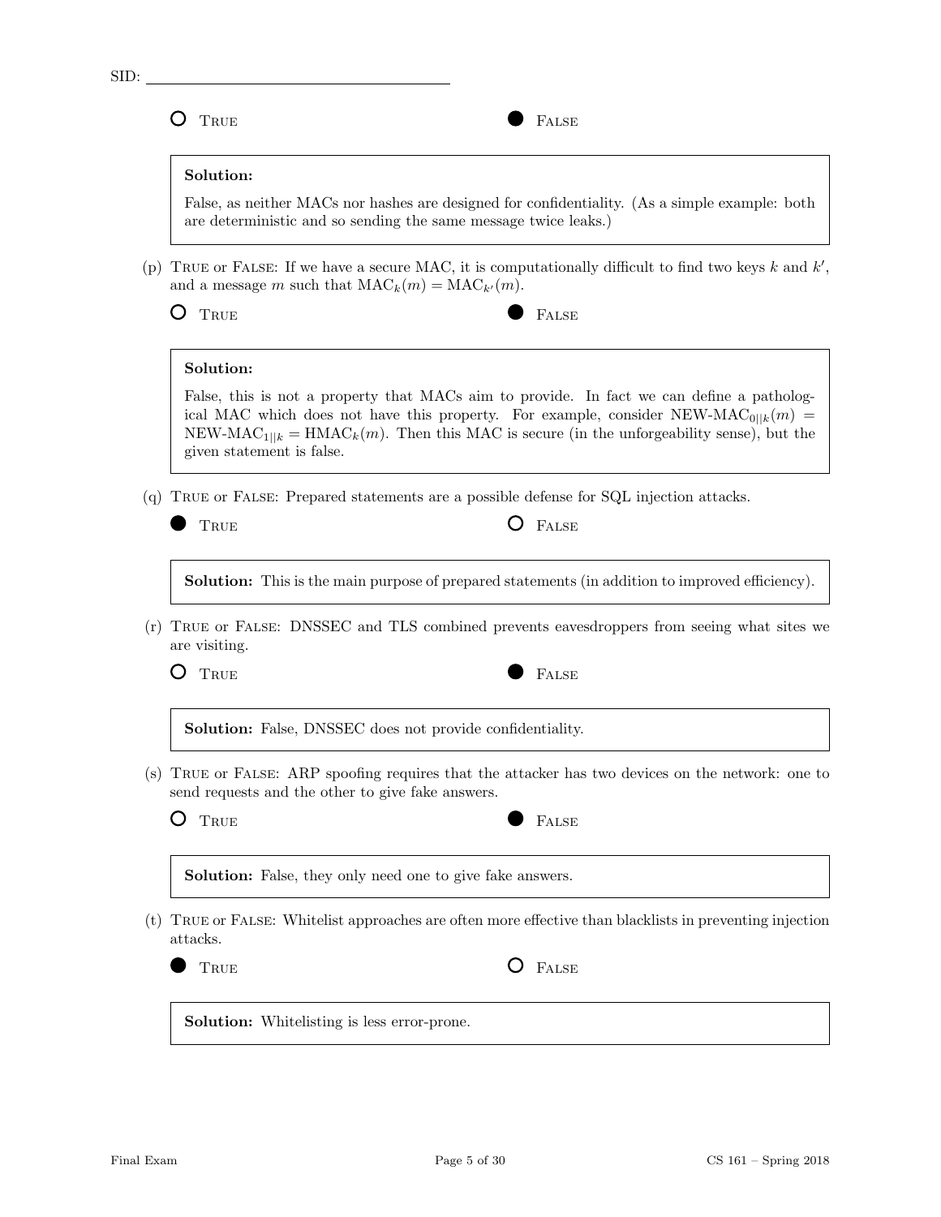○ True ● False

**Solution:**

False, as neither MACs nor hashes are designed for confidentiality. (As a simple example: both are deterministic and so sending the same message twice leaks.)

(p) True or False: If we have a secure MAC, it is computationally difficult to find two keys $k$ and $k'$, and a message $m$ such that $\text{MAC}_k(m) = \text{MAC}_{k'}(m)$.

○ True ● False

**Solution:**

False, this is not a property that MACs aim to provide. In fact we can define a pathological MAC which does not have this property. For example, consider $\text{NEW-MAC}_{0||k}(m) = \text{NEW-MAC}_{1||k} = \text{HMAC}_k(m)$. Then this MAC is secure (in the unforgeability sense), but the given statement is false.

(q) True or False: Prepared statements are a possible defense for SQL injection attacks.

● True ○ False

**Solution:** This is the main purpose of prepared statements (in addition to improved efficiency).

(r) True or False: DNSSEC and TLS combined prevents eavesdroppers from seeing what sites we are visiting.

○ True ● False

**Solution:** False, DNSSEC does not provide confidentiality.

(s) True or False: ARP spoofing requires that the attacker has two devices on the network: one to send requests and the other to give fake answers.

○ True ● False

**Solution:** False, they only need one to give fake answers.

(t) True or False: Whitelist approaches are often more effective than blacklists in preventing injection attacks.

● True ○ False

**Solution:** Whitelisting is less error-prone.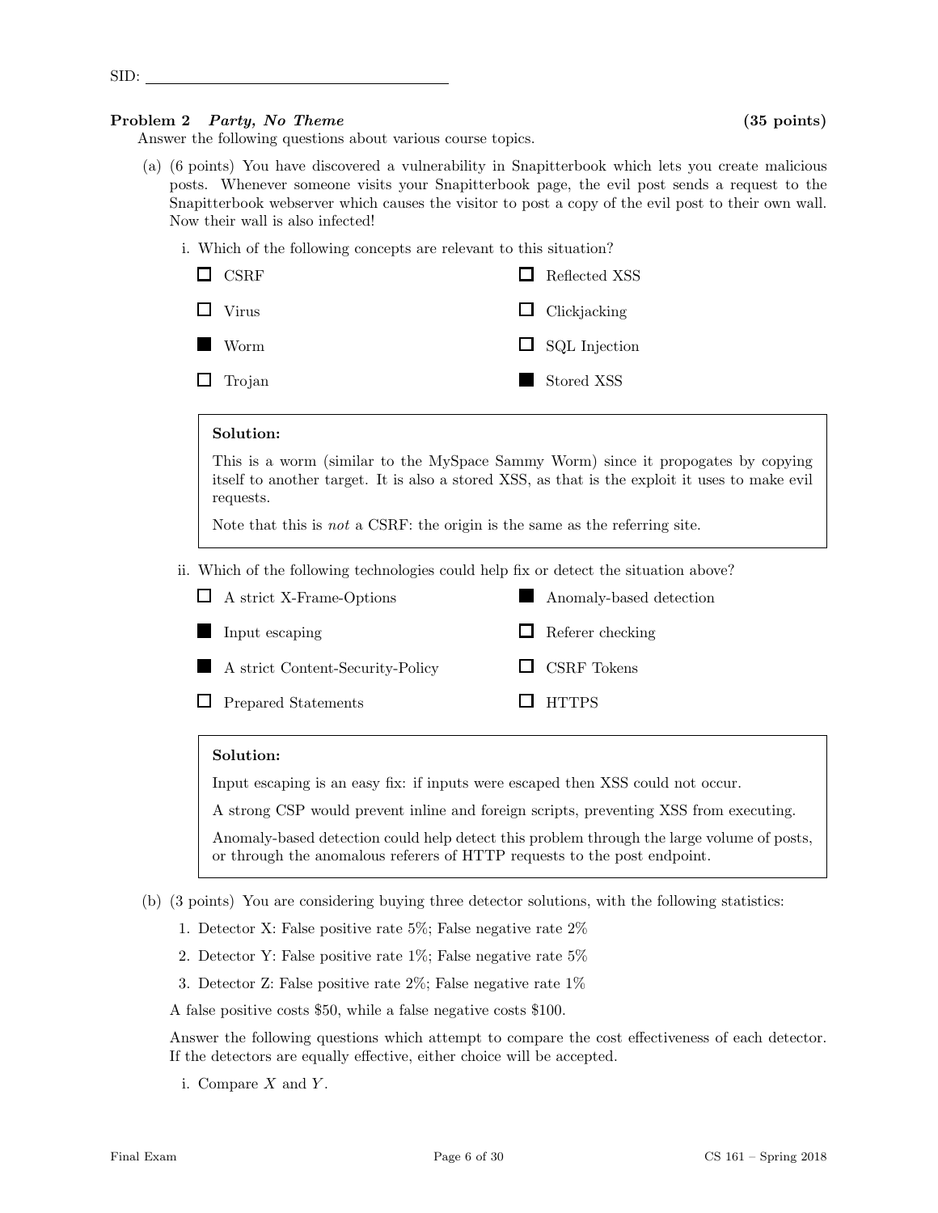SID: ______________________

## Problem 2 *Party, No Theme* (35 points)

Answer the following questions about various course topics.

(a) (6 points) You have discovered a vulnerability in Snapitterbook which lets you create malicious posts. Whenever someone visits your Snapitterbook page, the evil post sends a request to the Snapitterbook webserver which causes the visitor to post a copy of the evil post to their own wall. Now their wall is also infected!

i. Which of the following concepts are relevant to this situation?

- ☐ CSRF
- ☐ Reflected XSS
- ☐ Virus
- ☐ Clickjacking
- ■ Worm
- ☐ SQL Injection
- ☐ Trojan
- ■ Stored XSS

> **Solution:**
>
> This is a worm (similar to the MySpace Sammy Worm) since it propogates by copying itself to another target. It is also a stored XSS, as that is the exploit it uses to make evil requests.
>
> Note that this is *not* a CSRF: the origin is the same as the referring site.

ii. Which of the following technologies could help fix or detect the situation above?

- ☐ A strict X-Frame-Options
- ■ Anomaly-based detection
- ■ Input escaping
- ☐ Referer checking
- ■ A strict Content-Security-Policy
- ☐ CSRF Tokens
- ☐ Prepared Statements
- ☐ HTTPS

> **Solution:**
>
> Input escaping is an easy fix: if inputs were escaped then XSS could not occur.
>
> A strong CSP would prevent inline and foreign scripts, preventing XSS from executing.
>
> Anomaly-based detection could help detect this problem through the large volume of posts, or through the anomalous referers of HTTP requests to the post endpoint.

(b) (3 points) You are considering buying three detector solutions, with the following statistics:

1. Detector X: False positive rate 5%; False negative rate 2%
2. Detector Y: False positive rate 1%; False negative rate 5%
3. Detector Z: False positive rate 2%; False negative rate 1%

A false positive costs \$50, while a false negative costs \$100.

Answer the following questions which attempt to compare the cost effectiveness of each detector. If the detectors are equally effective, either choice will be accepted.

i. Compare $X$ and $Y$.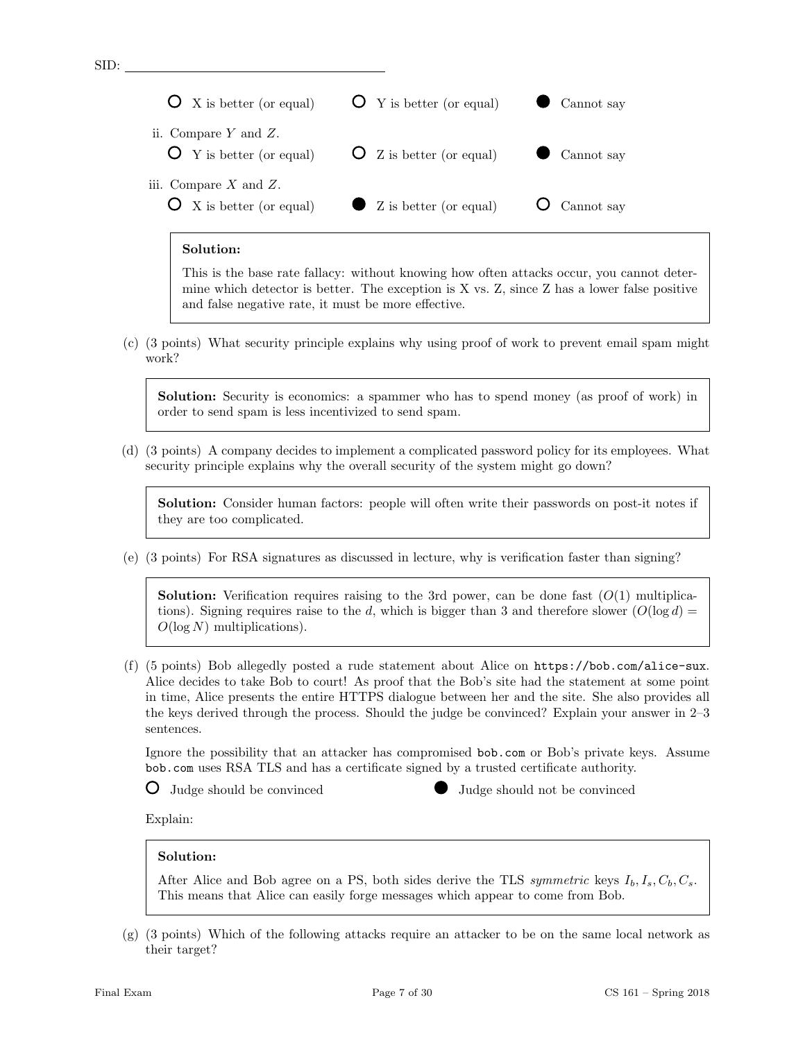SID: ___________________________

○ X is better (or equal) ○ Y is better (or equal) ● Cannot say

ii. Compare $Y$ and $Z$.

○ Y is better (or equal) ○ Z is better (or equal) ● Cannot say

iii. Compare $X$ and $Z$.

○ X is better (or equal) ● Z is better (or equal) ○ Cannot say

> **Solution:**
>
> This is the base rate fallacy: without knowing how often attacks occur, you cannot determine which detector is better. The exception is X vs. Z, since Z has a lower false positive and false negative rate, it must be more effective.

(c) (3 points) What security principle explains why using proof of work to prevent email spam might work?

> **Solution:** Security is economics: a spammer who has to spend money (as proof of work) in order to send spam is less incentivized to send spam.

(d) (3 points) A company decides to implement a complicated password policy for its employees. What security principle explains why the overall security of the system might go down?

> **Solution:** Consider human factors: people will often write their passwords on post-it notes if they are too complicated.

(e) (3 points) For RSA signatures as discussed in lecture, why is verification faster than signing?

> **Solution:** Verification requires raising to the 3rd power, can be done fast ($O(1)$ multiplications). Signing requires raise to the $d$, which is bigger than 3 and therefore slower ($O(\log d) = O(\log N)$ multiplications).

(f) (5 points) Bob allegedly posted a rude statement about Alice on `https://bob.com/alice-sux`. Alice decides to take Bob to court! As proof that the Bob's site had the statement at some point in time, Alice presents the entire HTTPS dialogue between her and the site. She also provides all the keys derived through the process. Should the judge be convinced? Explain your answer in 2–3 sentences.

Ignore the possibility that an attacker has compromised `bob.com` or Bob's private keys. Assume `bob.com` uses RSA TLS and has a certificate signed by a trusted certificate authority.

○ Judge should be convinced ● Judge should not be convinced

Explain:

> **Solution:**
>
> After Alice and Bob agree on a PS, both sides derive the TLS *symmetric* keys $I_b, I_s, C_b, C_s$. This means that Alice can easily forge messages which appear to come from Bob.

(g) (3 points) Which of the following attacks require an attacker to be on the same local network as their target?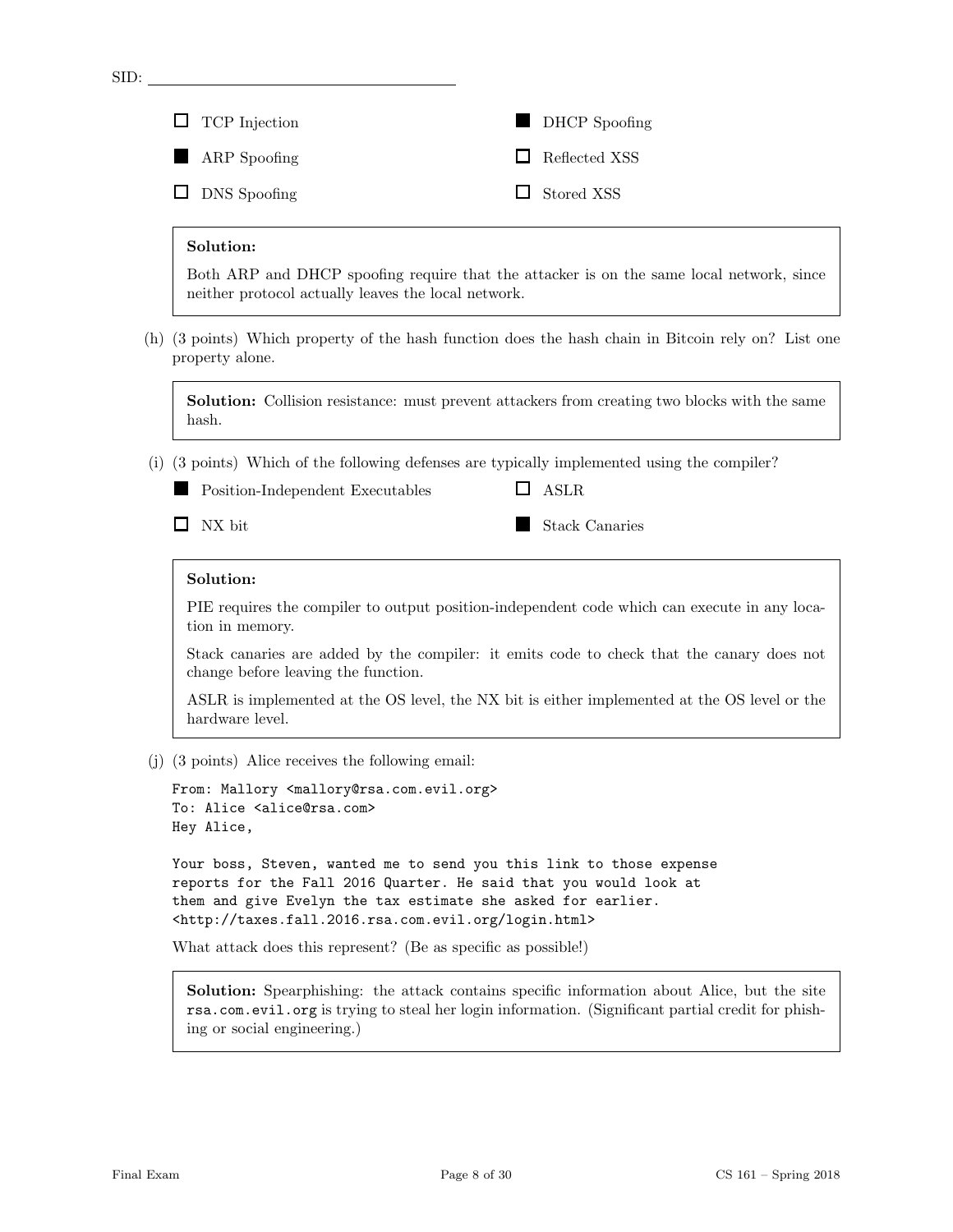SID: ______________________

- [ ] TCP Injection
- [x] DHCP Spoofing
- [x] ARP Spoofing
- [ ] Reflected XSS
- [ ] DNS Spoofing
- [ ] Stored XSS

> **Solution:**
>
> Both ARP and DHCP spoofing require that the attacker is on the same local network, since neither protocol actually leaves the local network.

(h) (3 points) Which property of the hash function does the hash chain in Bitcoin rely on? List one property alone.

> **Solution:** Collision resistance: must prevent attackers from creating two blocks with the same hash.

(i) (3 points) Which of the following defenses are typically implemented using the compiler?

- [x] Position-Independent Executables
- [ ] ASLR
- [ ] NX bit
- [x] Stack Canaries

> **Solution:**
>
> PIE requires the compiler to output position-independent code which can execute in any location in memory.
>
> Stack canaries are added by the compiler: it emits code to check that the canary does not change before leaving the function.
>
> ASLR is implemented at the OS level, the NX bit is either implemented at the OS level or the hardware level.

(j) (3 points) Alice receives the following email:

```
From: Mallory <mallory@rsa.com.evil.org>
To: Alice <alice@rsa.com>
Hey Alice,

Your boss, Steven, wanted me to send you this link to those expense
reports for the Fall 2016 Quarter. He said that you would look at
them and give Evelyn the tax estimate she asked for earlier.
<http://taxes.fall.2016.rsa.com.evil.org/login.html>
```

What attack does this represent? (Be as specific as possible!)

> **Solution:** Spearphishing: the attack contains specific information about Alice, but the site `rsa.com.evil.org` is trying to steal her login information. (Significant partial credit for phishing or social engineering.)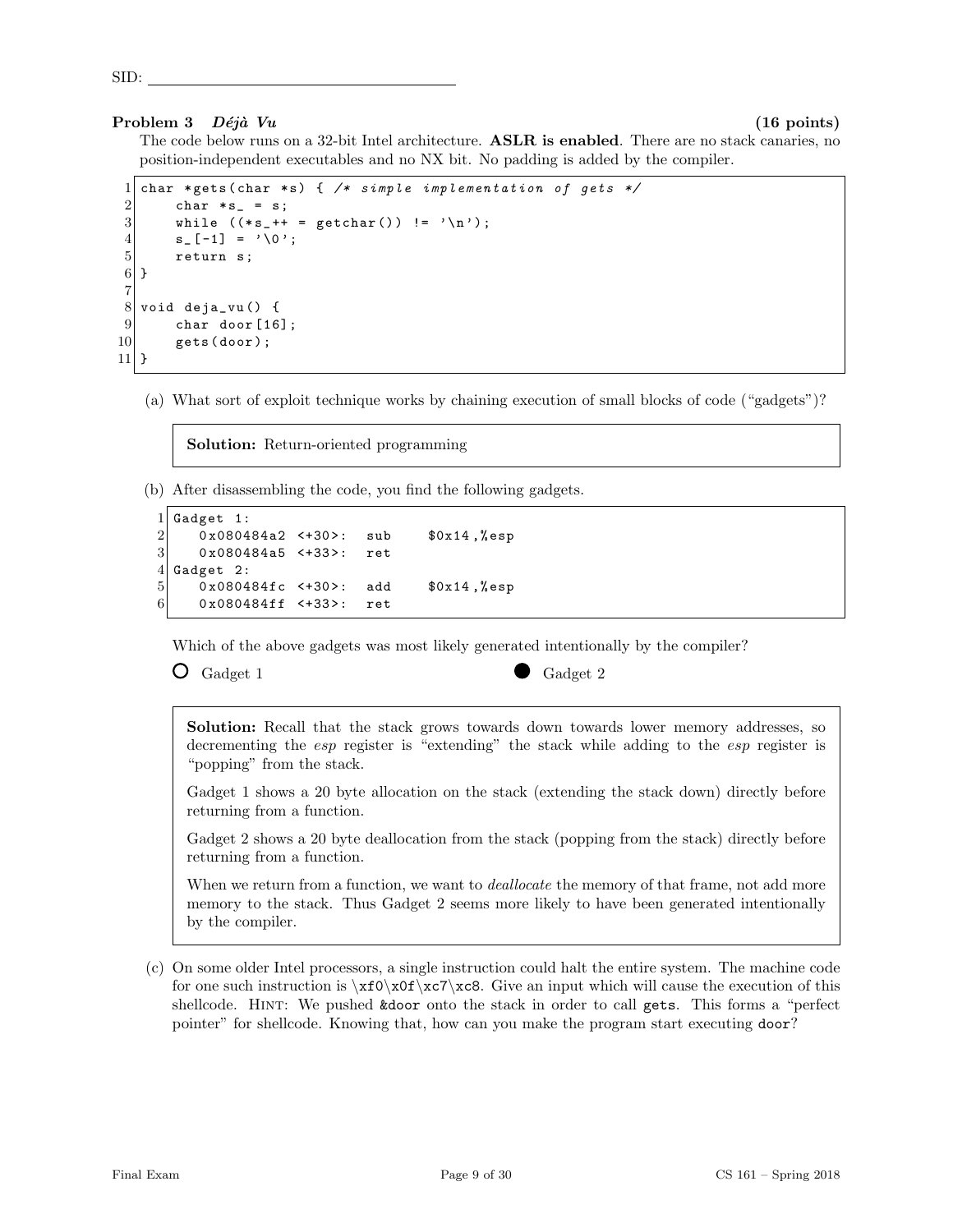SID: ___________________________

### Problem 3 *Déjà Vu* (16 points)

The code below runs on a 32-bit Intel architecture. **ASLR is enabled**. There are no stack canaries, no position-independent executables and no NX bit. No padding is added by the compiler.

```
1  char *gets(char *s) { /* simple implementation of gets */
2      char *s_ = s;
3      while ((*s_++ = getchar()) != '\n');
4      s_[-1] = '\0';
5      return s;
6  }
7
8  void deja_vu() {
9      char door[16];
10     gets(door);
11 }
```

(a) What sort of exploit technique works by chaining execution of small blocks of code ("gadgets")?

**Solution:** Return-oriented programming

(b) After disassembling the code, you find the following gadgets.

```
1 Gadget 1:
2    0x080484a2 <+30>:  sub    $0x14,%esp
3    0x080484a5 <+33>:  ret
4 Gadget 2:
5    0x080484fc <+30>:  add    $0x14,%esp
6    0x080484ff <+33>:  ret
```

Which of the above gadgets was most likely generated intentionally by the compiler?

○ Gadget 1 ● Gadget 2

**Solution:** Recall that the stack grows towards down towards lower memory addresses, so decrementing the *esp* register is "extending" the stack while adding to the *esp* register is "popping" from the stack.

Gadget 1 shows a 20 byte allocation on the stack (extending the stack down) directly before returning from a function.

Gadget 2 shows a 20 byte deallocation from the stack (popping from the stack) directly before returning from a function.

When we return from a function, we want to *deallocate* the memory of that frame, not add more memory to the stack. Thus Gadget 2 seems more likely to have been generated intentionally by the compiler.

(c) On some older Intel processors, a single instruction could halt the entire system. The machine code for one such instruction is `\xf0\x0f\xc7\xc8`. Give an input which will cause the execution of this shellcode. HINT: We pushed `&door` onto the stack in order to call `gets`. This forms a "perfect pointer" for shellcode. Knowing that, how can you make the program start executing `door`?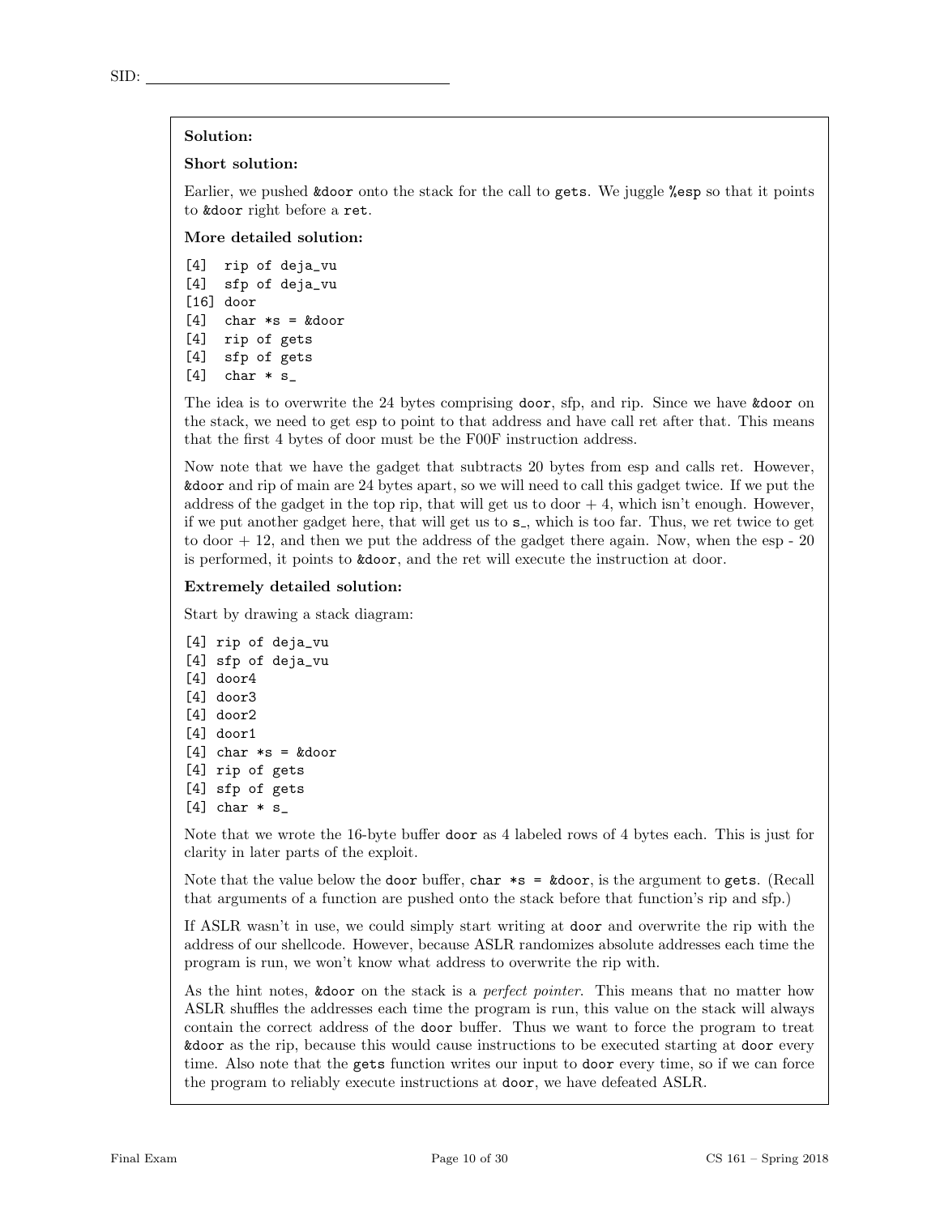**Solution:**

**Short solution:**

Earlier, we pushed &door onto the stack for the call to gets. We juggle %esp so that it points to &door right before a ret.

**More detailed solution:**

```
[4]  rip of deja_vu
[4]  sfp of deja_vu
[16] door
[4]  char *s = &door
[4]  rip of gets
[4]  sfp of gets
[4]  char * s_
```

The idea is to overwrite the 24 bytes comprising door, sfp, and rip. Since we have &door on the stack, we need to get esp to point to that address and have call ret after that. This means that the first 4 bytes of door must be the F00F instruction address.

Now note that we have the gadget that subtracts 20 bytes from esp and calls ret. However, &door and rip of main are 24 bytes apart, so we will need to call this gadget twice. If we put the address of the gadget in the top rip, that will get us to door + 4, which isn't enough. However, if we put another gadget here, that will get us to s_, which is too far. Thus, we ret twice to get to door + 12, and then we put the address of the gadget there again. Now, when the esp - 20 is performed, it points to &door, and the ret will execute the instruction at door.

**Extremely detailed solution:**

Start by drawing a stack diagram:

```
[4] rip of deja_vu
[4] sfp of deja_vu
[4] door4
[4] door3
[4] door2
[4] door1
[4] char *s = &door
[4] rip of gets
[4] sfp of gets
[4] char * s_
```

Note that we wrote the 16-byte buffer door as 4 labeled rows of 4 bytes each. This is just for clarity in later parts of the exploit.

Note that the value below the door buffer, char *s = &door, is the argument to gets. (Recall that arguments of a function are pushed onto the stack before that function's rip and sfp.)

If ASLR wasn't in use, we could simply start writing at door and overwrite the rip with the address of our shellcode. However, because ASLR randomizes absolute addresses each time the program is run, we won't know what address to overwrite the rip with.

As the hint notes, &door on the stack is a *perfect pointer*. This means that no matter how ASLR shuffles the addresses each time the program is run, this value on the stack will always contain the correct address of the door buffer. Thus we want to force the program to treat &door as the rip, because this would cause instructions to be executed starting at door every time. Also note that the gets function writes our input to door every time, so if we can force the program to reliably execute instructions at door, we have defeated ASLR.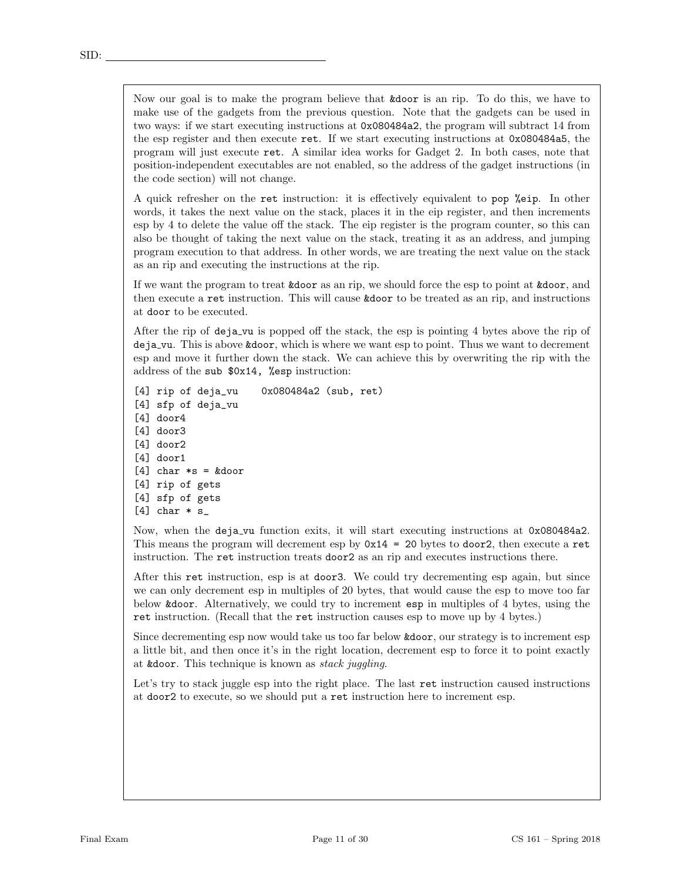SID: 

Now our goal is to make the program believe that `&door` is an rip. To do this, we have to make use of the gadgets from the previous question. Note that the gadgets can be used in two ways: if we start executing instructions at `0x080484a2`, the program will subtract 14 from the esp register and then execute `ret`. If we start executing instructions at `0x080484a5`, the program will just execute `ret`. A similar idea works for Gadget 2. In both cases, note that position-independent executables are not enabled, so the address of the gadget instructions (in the code section) will not change.

A quick refresher on the `ret` instruction: it is effectively equivalent to `pop %eip`. In other words, it takes the next value on the stack, places it in the eip register, and then increments esp by 4 to delete the value off the stack. The eip register is the program counter, so this can also be thought of taking the next value on the stack, treating it as an address, and jumping program execution to that address. In other words, we are treating the next value on the stack as an rip and executing the instructions at the rip.

If we want the program to treat `&door` as an rip, we should force the esp to point at `&door`, and then execute a `ret` instruction. This will cause `&door` to be treated as an rip, and instructions at `door` to be executed.

After the rip of `deja_vu` is popped off the stack, the esp is pointing 4 bytes above the rip of `deja_vu`. This is above `&door`, which is where we want esp to point. Thus we want to decrement esp and move it further down the stack. We can achieve this by overwriting the rip with the address of the `sub $0x14, %esp` instruction:

```
[4] rip of deja_vu    0x080484a2 (sub, ret)
[4] sfp of deja_vu
[4] door4
[4] door3
[4] door2
[4] door1
[4] char *s = &door
[4] rip of gets
[4] sfp of gets
[4] char * s_
```

Now, when the `deja_vu` function exits, it will start executing instructions at `0x080484a2`. This means the program will decrement esp by `0x14 = 20` bytes to `door2`, then execute a `ret` instruction. The `ret` instruction treats `door2` as an rip and executes instructions there.

After this `ret` instruction, esp is at `door3`. We could try decrementing esp again, but since we can only decrement esp in multiples of 20 bytes, that would cause the esp to move too far below `&door`. Alternatively, we could try to increment `esp` in multiples of 4 bytes, using the `ret` instruction. (Recall that the `ret` instruction causes esp to move up by 4 bytes.)

Since decrementing esp now would take us too far below `&door`, our strategy is to increment esp a little bit, and then once it's in the right location, decrement esp to force it to point exactly at `&door`. This technique is known as *stack juggling*.

Let's try to stack juggle esp into the right place. The last `ret` instruction caused instructions at `door2` to execute, so we should put a `ret` instruction here to increment esp.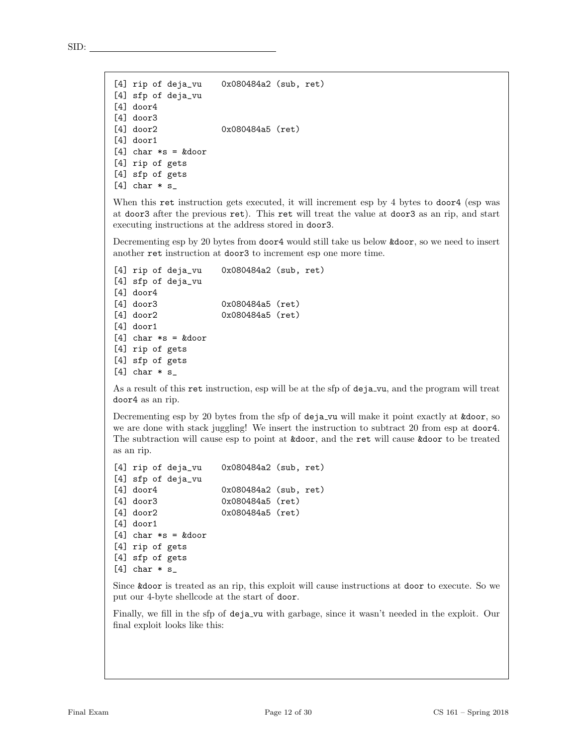```
[4] rip of deja_vu    0x080484a2 (sub, ret)
[4] sfp of deja_vu
[4] door4
[4] door3
[4] door2             0x080484a5 (ret)
[4] door1
[4] char *s = &door
[4] rip of gets
[4] sfp of gets
[4] char * s_
```

When this ret instruction gets executed, it will increment esp by 4 bytes to door4 (esp was at door3 after the previous ret). This ret will treat the value at door3 as an rip, and start executing instructions at the address stored in door3.

Decrementing esp by 20 bytes from door4 would still take us below &door, so we need to insert another ret instruction at door3 to increment esp one more time.

```
[4] rip of deja_vu    0x080484a2 (sub, ret)
[4] sfp of deja_vu
[4] door4
[4] door3             0x080484a5 (ret)
[4] door2             0x080484a5 (ret)
[4] door1
[4] char *s = &door
[4] rip of gets
[4] sfp of gets
[4] char * s_
```

As a result of this ret instruction, esp will be at the sfp of deja_vu, and the program will treat door4 as an rip.

Decrementing esp by 20 bytes from the sfp of deja_vu will make it point exactly at &door, so we are done with stack juggling! We insert the instruction to subtract 20 from esp at door4. The subtraction will cause esp to point at &door, and the ret will cause &door to be treated as an rip.

```
[4] rip of deja_vu    0x080484a2 (sub, ret)
[4] sfp of deja_vu
[4] door4             0x080484a2 (sub, ret)
[4] door3             0x080484a5 (ret)
[4] door2             0x080484a5 (ret)
[4] door1
[4] char *s = &door
[4] rip of gets
[4] sfp of gets
[4] char * s_
```

Since &door is treated as an rip, this exploit will cause instructions at door to execute. So we put our 4-byte shellcode at the start of door.

Finally, we fill in the sfp of deja_vu with garbage, since it wasn't needed in the exploit. Our final exploit looks like this: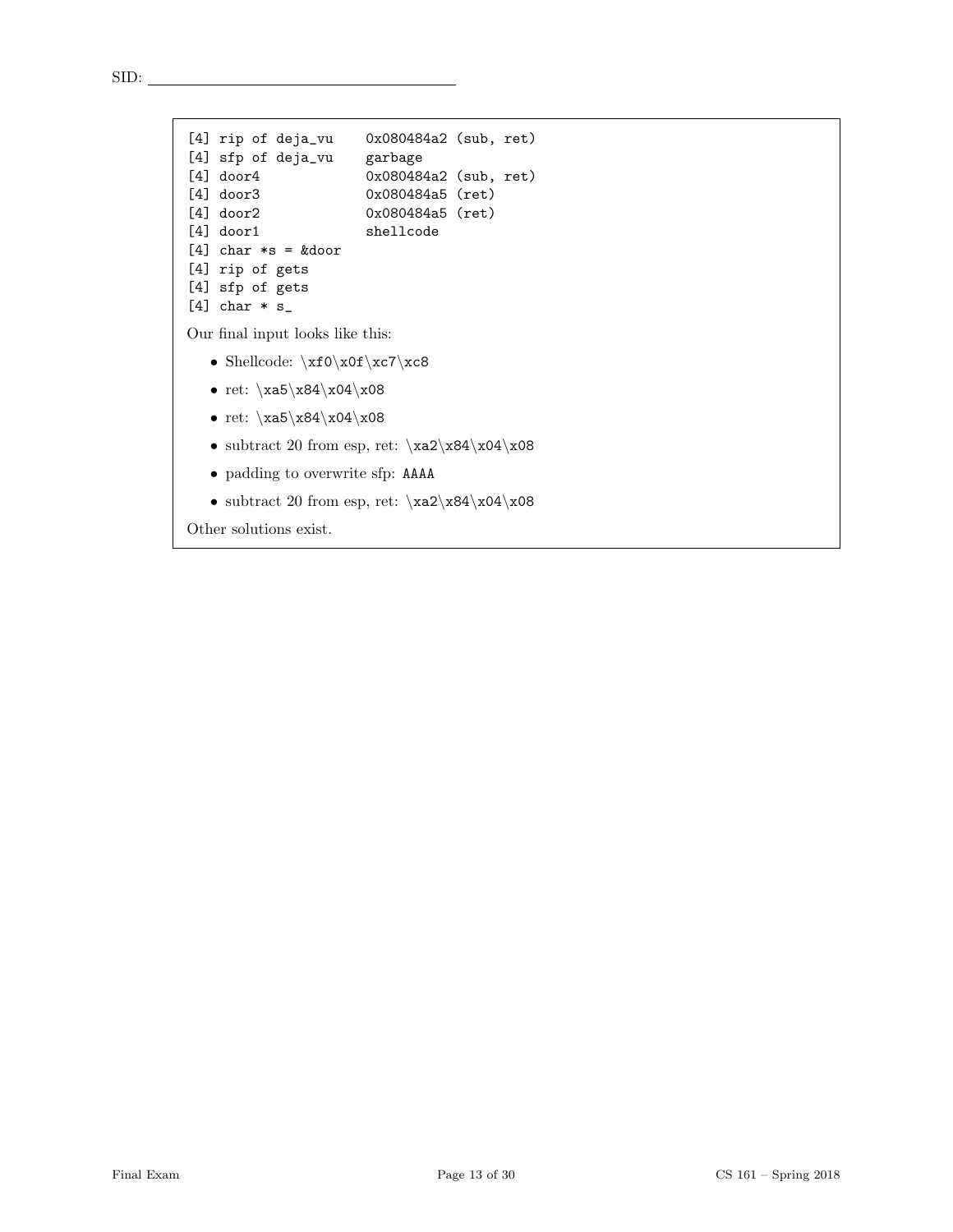```
[4] rip of deja_vu    0x080484a2 (sub, ret)
[4] sfp of deja_vu    garbage
[4] door4             0x080484a2 (sub, ret)
[4] door3             0x080484a5 (ret)
[4] door2             0x080484a5 (ret)
[4] door1             shellcode
[4] char *s = &door
[4] rip of gets
[4] sfp of gets
[4] char * s_
```

Our final input looks like this:

- Shellcode: `\xf0\x0f\xc7\xc8`
- ret: `\xa5\x84\x04\x08`
- ret: `\xa5\x84\x04\x08`
- subtract 20 from esp, ret: `\xa2\x84\x04\x08`
- padding to overwrite sfp: `AAAA`
- subtract 20 from esp, ret: `\xa2\x84\x04\x08`

Other solutions exist.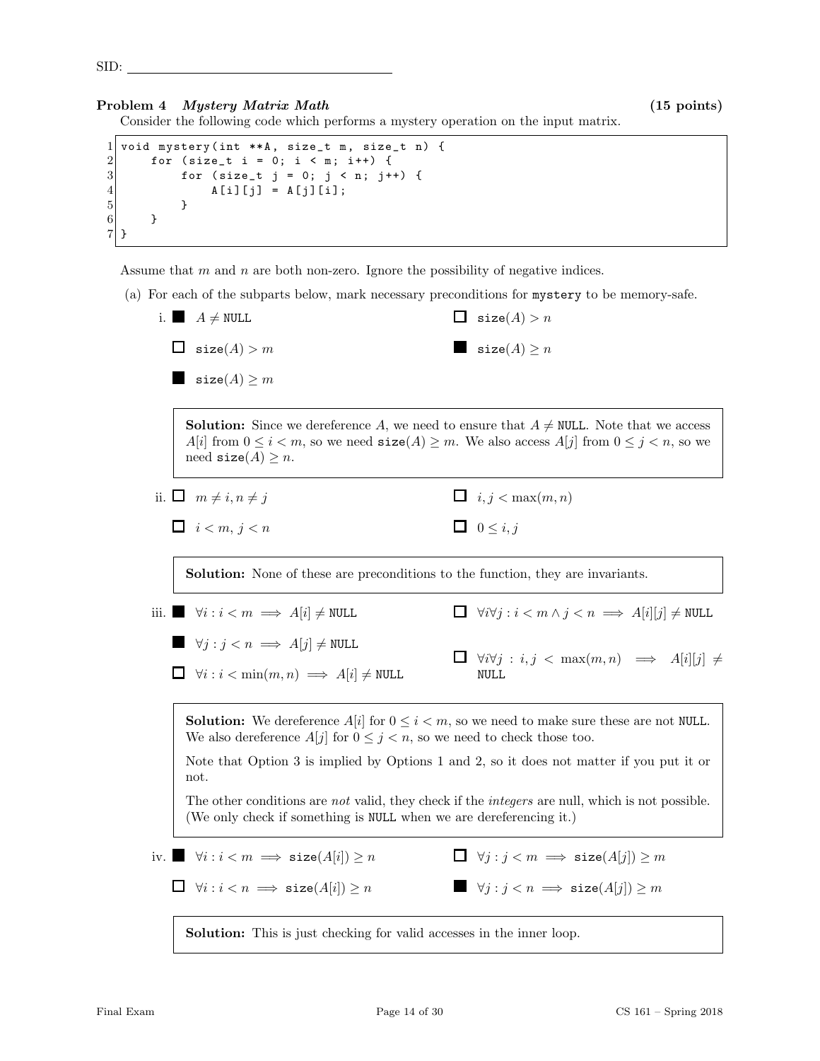SID: ____________________

## Problem 4 *Mystery Matrix Math* (15 points)

Consider the following code which performs a mystery operation on the input matrix.

```
1 void mystery(int **A, size_t m, size_t n) {
2     for (size_t i = 0; i < m; i++) {
3         for (size_t j = 0; j < n; j++) {
4             A[i][j] = A[j][i];
5         }
6     }
7 }
```

Assume that $m$ and $n$ are both non-zero. Ignore the possibility of negative indices.

(a) For each of the subparts below, mark necessary preconditions for `mystery` to be memory-safe.

i.
- ■ $A \neq$ `NULL`
- ☐ $\texttt{size}(A) > n$
- ☐ $\texttt{size}(A) > m$
- ■ $\texttt{size}(A) \geq n$
- ■ $\texttt{size}(A) \geq m$

> **Solution:** Since we dereference $A$, we need to ensure that $A \neq$ `NULL`. Note that we access $A[i]$ from $0 \leq i < m$, so we need $\texttt{size}(A) \geq m$. We also access $A[j]$ from $0 \leq j < n$, so we need $\texttt{size}(A) \geq n$.

ii.
- ☐ $m \neq i, n \neq j$
- ☐ $i, j < \max(m, n)$
- ☐ $i < m, j < n$
- ☐ $0 \leq i, j$

> **Solution:** None of these are preconditions to the function, they are invariants.

iii.
- ■ $\forall i : i < m \implies A[i] \neq$ `NULL`
- ☐ $\forall i \forall j : i < m \wedge j < n \implies A[i][j] \neq$ `NULL`
- ■ $\forall j : j < n \implies A[j] \neq$ `NULL`
- ☐ $\forall i \forall j : i, j < \max(m, n) \implies A[i][j] \neq$ `NULL`
- ☐ $\forall i : i < \min(m, n) \implies A[i] \neq$ `NULL`

> **Solution:** We dereference $A[i]$ for $0 \leq i < m$, so we need to make sure these are not `NULL`. We also dereference $A[j]$ for $0 \leq j < n$, so we need to check those too.
>
> Note that Option 3 is implied by Options 1 and 2, so it does not matter if you put it or not.
>
> The other conditions are *not* valid, they check if the *integers* are null, which is not possible. (We only check if something is `NULL` when we are dereferencing it.)

iv.
- ■ $\forall i : i < m \implies \texttt{size}(A[i]) \geq n$
- ☐ $\forall j : j < m \implies \texttt{size}(A[j]) \geq m$
- ☐ $\forall i : i < n \implies \texttt{size}(A[i]) \geq n$
- ■ $\forall j : j < n \implies \texttt{size}(A[j]) \geq m$

> **Solution:** This is just checking for valid accesses in the inner loop.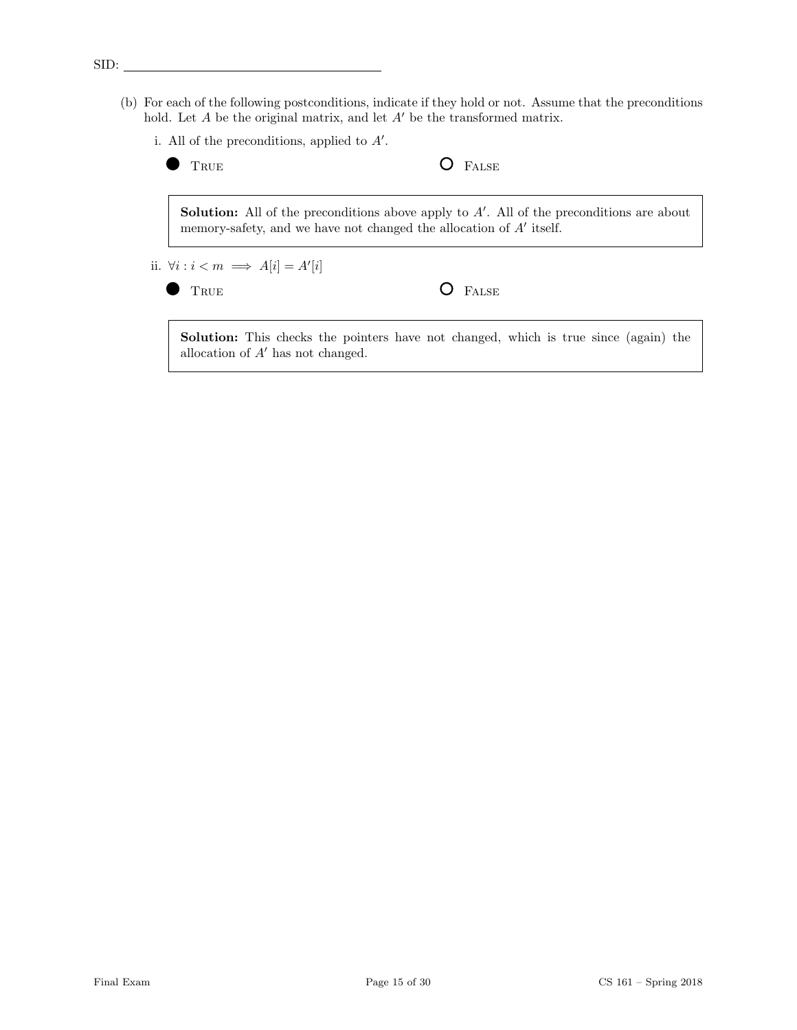(b) For each of the following postconditions, indicate if they hold or not. Assume that the preconditions hold. Let $A$ be the original matrix, and let $A'$ be the transformed matrix.

i. All of the preconditions, applied to $A'$.

● True ○ False

> **Solution:** All of the preconditions above apply to $A'$. All of the preconditions are about memory-safety, and we have not changed the allocation of $A'$ itself.

ii. $\forall i : i < m \implies A[i] = A'[i]$

● True ○ False

> **Solution:** This checks the pointers have not changed, which is true since (again) the allocation of $A'$ has not changed.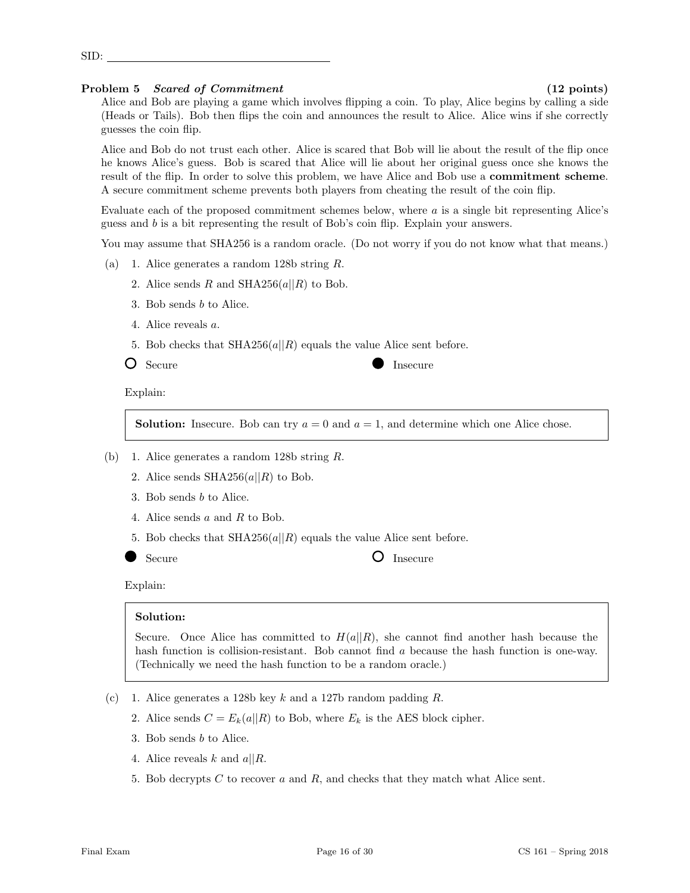SID: ______________________

## Problem 5 *Scared of Commitment* (12 points)

Alice and Bob are playing a game which involves flipping a coin. To play, Alice begins by calling a side (Heads or Tails). Bob then flips the coin and announces the result to Alice. Alice wins if she correctly guesses the coin flip.

Alice and Bob do not trust each other. Alice is scared that Bob will lie about the result of the flip once he knows Alice's guess. Bob is scared that Alice will lie about her original guess once she knows the result of the flip. In order to solve this problem, we have Alice and Bob use a **commitment scheme**. A secure commitment scheme prevents both players from cheating the result of the coin flip.

Evaluate each of the proposed commitment schemes below, where $a$ is a single bit representing Alice's guess and $b$ is a bit representing the result of Bob's coin flip. Explain your answers.

You may assume that SHA256 is a random oracle. (Do not worry if you do not know what that means.)

(a)
1. Alice generates a random 128b string $R$.
2. Alice sends $R$ and SHA256($a||R$) to Bob.
3. Bob sends $b$ to Alice.
4. Alice reveals $a$.
5. Bob checks that SHA256($a||R$) equals the value Alice sent before.

○ Secure ● Insecure

Explain:

> **Solution:** Insecure. Bob can try $a = 0$ and $a = 1$, and determine which one Alice chose.

(b)
1. Alice generates a random 128b string $R$.
2. Alice sends SHA256($a||R$) to Bob.
3. Bob sends $b$ to Alice.
4. Alice sends $a$ and $R$ to Bob.
5. Bob checks that SHA256($a||R$) equals the value Alice sent before.

● Secure ○ Insecure

Explain:

> **Solution:**
>
> Secure. Once Alice has committed to $H(a||R)$, she cannot find another hash because the hash function is collision-resistant. Bob cannot find $a$ because the hash function is one-way. (Technically we need the hash function to be a random oracle.)

(c)
1. Alice generates a 128b key $k$ and a 127b random padding $R$.
2. Alice sends $C = E_k(a||R)$ to Bob, where $E_k$ is the AES block cipher.
3. Bob sends $b$ to Alice.
4. Alice reveals $k$ and $a||R$.
5. Bob decrypts $C$ to recover $a$ and $R$, and checks that they match what Alice sent.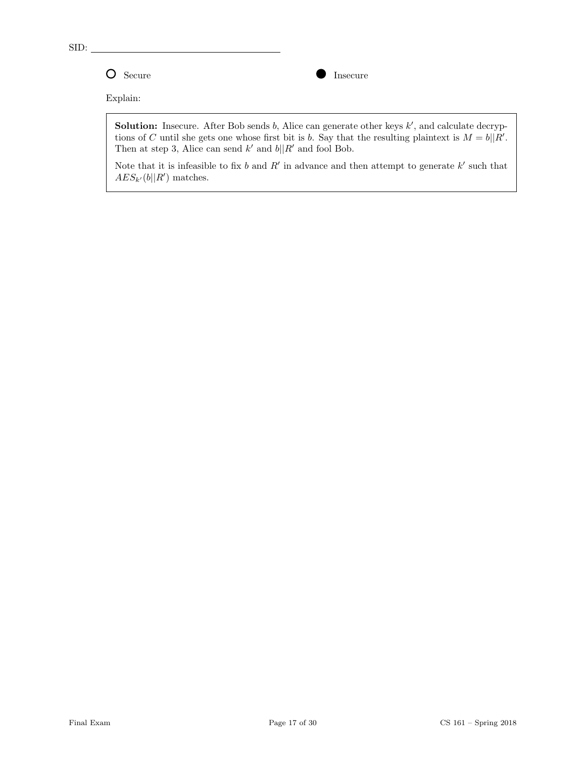SID: ______________________

○ Secure ● Insecure

Explain:

> **Solution:** Insecure. After Bob sends $b$, Alice can generate other keys $k'$, and calculate decryptions of $C$ until she gets one whose first bit is $b$. Say that the resulting plaintext is $M = b||R'$. Then at step 3, Alice can send $k'$ and $b||R'$ and fool Bob.
>
> Note that it is infeasible to fix $b$ and $R'$ in advance and then attempt to generate $k'$ such that $AES_{k'}(b||R')$ matches.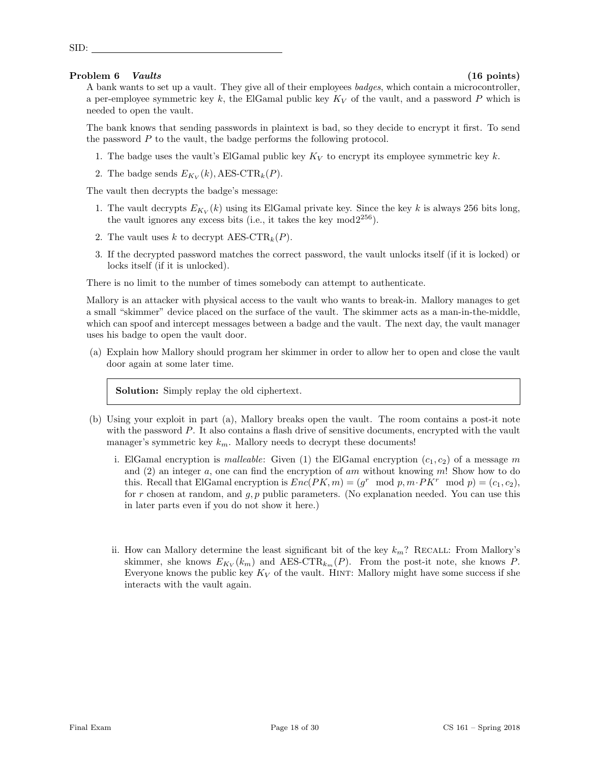SID: \_\_\_\_\_\_\_\_\_\_\_\_\_\_\_\_\_\_\_\_\_\_\_\_\_\_\_\_\_\_\_\_

**Problem 6** ***Vaults*** **(16 points)**

A bank wants to set up a vault. They give all of their employees *badges*, which contain a microcontroller, a per-employee symmetric key $k$, the ElGamal public key $K_V$ of the vault, and a password $P$ which is needed to open the vault.

The bank knows that sending passwords in plaintext is bad, so they decide to encrypt it first. To send the password $P$ to the vault, the badge performs the following protocol.

1. The badge uses the vault's ElGamal public key $K_V$ to encrypt its employee symmetric key $k$.
2. The badge sends $E_{K_V}(k)$, AES-CTR$_k(P)$.

The vault then decrypts the badge's message:

1. The vault decrypts $E_{K_V}(k)$ using its ElGamal private key. Since the key $k$ is always 256 bits long, the vault ignores any excess bits (i.e., it takes the key $\bmod 2^{256}$).
2. The vault uses $k$ to decrypt AES-CTR$_k(P)$.
3. If the decrypted password matches the correct password, the vault unlocks itself (if it is locked) or locks itself (if it is unlocked).

There is no limit to the number of times somebody can attempt to authenticate.

Mallory is an attacker with physical access to the vault who wants to break-in. Mallory manages to get a small "skimmer" device placed on the surface of the vault. The skimmer acts as a man-in-the-middle, which can spoof and intercept messages between a badge and the vault. The next day, the vault manager uses his badge to open the vault door.

(a) Explain how Mallory should program her skimmer in order to allow her to open and close the vault door again at some later time.

> **Solution:** Simply replay the old ciphertext.

(b) Using your exploit in part (a), Mallory breaks open the vault. The room contains a post-it note with the password $P$. It also contains a flash drive of sensitive documents, encrypted with the vault manager's symmetric key $k_m$. Mallory needs to decrypt these documents!

i. ElGamal encryption is *malleable*: Given (1) the ElGamal encryption $(c_1, c_2)$ of a message $m$ and (2) an integer $a$, one can find the encryption of $am$ without knowing $m$! Show how to do this. Recall that ElGamal encryption is $Enc(PK, m) = (g^r \mod p, m \cdot PK^r \mod p) = (c_1, c_2)$, for $r$ chosen at random, and $g, p$ public parameters. (No explanation needed. You can use this in later parts even if you do not show it here.)

ii. How can Mallory determine the least significant bit of the key $k_m$? RECALL: From Mallory's skimmer, she knows $E_{K_V}(k_m)$ and AES-CTR$_{k_m}(P)$. From the post-it note, she knows $P$. Everyone knows the public key $K_V$ of the vault. HINT: Mallory might have some success if she interacts with the vault again.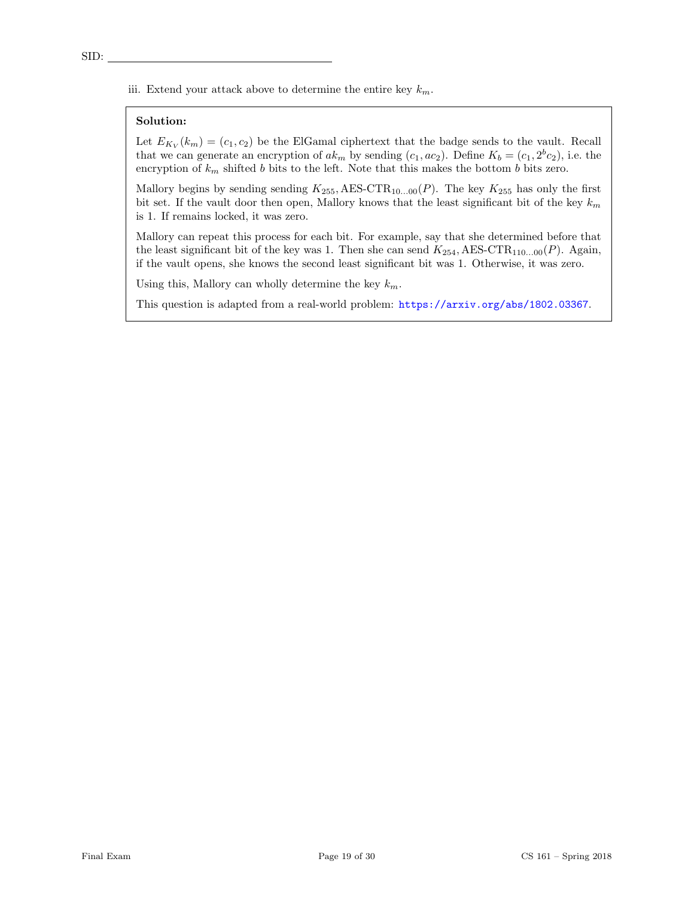iii. Extend your attack above to determine the entire key $k_m$.

**Solution:**

Let $E_{K_V}(k_m) = (c_1, c_2)$ be the ElGamal ciphertext that the badge sends to the vault. Recall that we can generate an encryption of $ak_m$ by sending $(c_1, ac_2)$. Define $K_b = (c_1, 2^b c_2)$, i.e. the encryption of $k_m$ shifted $b$ bits to the left. Note that this makes the bottom $b$ bits zero.

Mallory begins by sending sending $K_{255}$, AES-CTR$_{10...00}(P)$. The key $K_{255}$ has only the first bit set. If the vault door then open, Mallory knows that the least significant bit of the key $k_m$ is 1. If remains locked, it was zero.

Mallory can repeat this process for each bit. For example, say that she determined before that the least significant bit of the key was 1. Then she can send $K_{254}$, AES-CTR$_{110...00}(P)$. Again, if the vault opens, she knows the second least significant bit was 1. Otherwise, it was zero.

Using this, Mallory can wholly determine the key $k_m$.

This question is adapted from a real-world problem: https://arxiv.org/abs/1802.03367.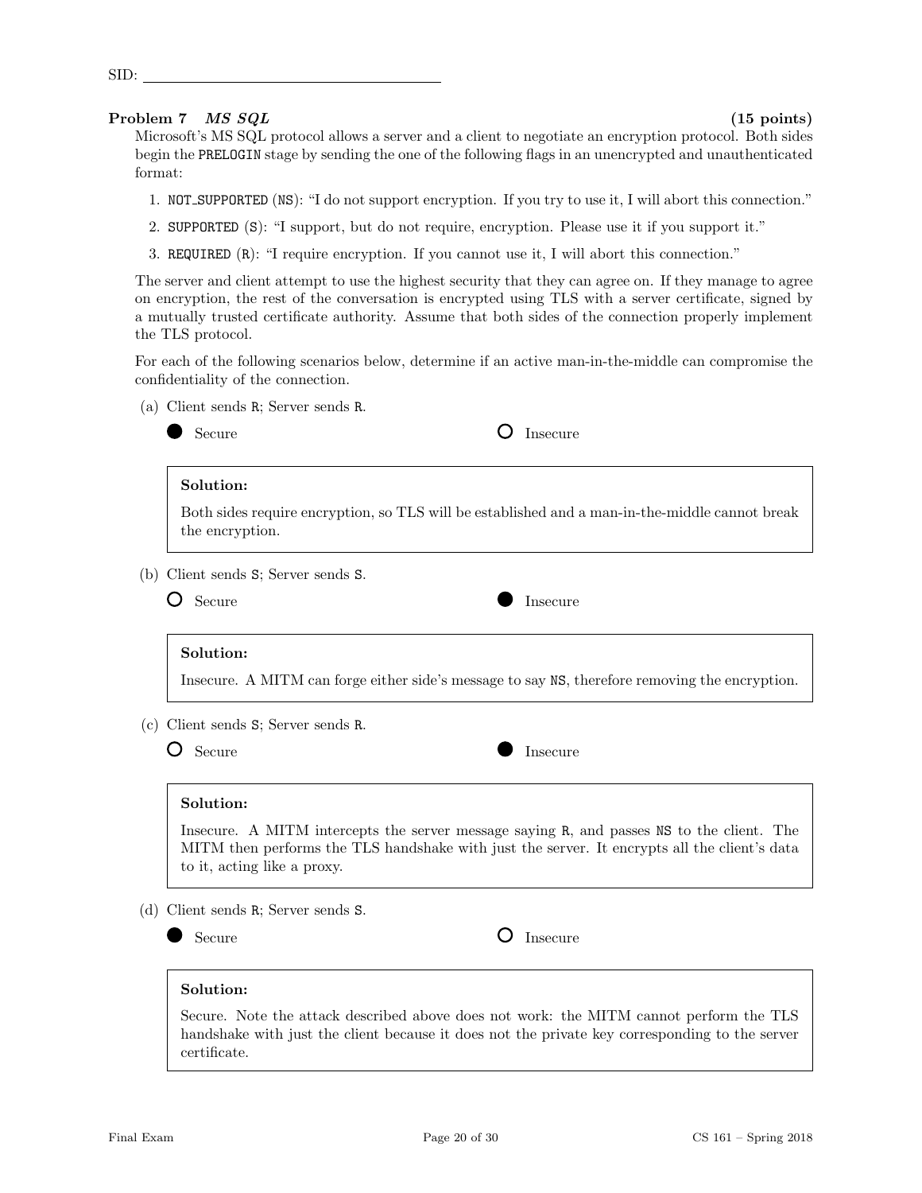SID: ______________________

## Problem 7 *MS SQL* (15 points)

Microsoft's MS SQL protocol allows a server and a client to negotiate an encryption protocol. Both sides begin the PRELOGIN stage by sending the one of the following flags in an unencrypted and unauthenticated format:

1. NOT_SUPPORTED (NS): "I do not support encryption. If you try to use it, I will abort this connection."
2. SUPPORTED (S): "I support, but do not require, encryption. Please use it if you support it."
3. REQUIRED (R): "I require encryption. If you cannot use it, I will abort this connection."

The server and client attempt to use the highest security that they can agree on. If they manage to agree on encryption, the rest of the conversation is encrypted using TLS with a server certificate, signed by a mutually trusted certificate authority. Assume that both sides of the connection properly implement the TLS protocol.

For each of the following scenarios below, determine if an active man-in-the-middle can compromise the confidentiality of the connection.

(a) Client sends R; Server sends R.

● Secure ○ Insecure

**Solution:**

Both sides require encryption, so TLS will be established and a man-in-the-middle cannot break the encryption.

(b) Client sends S; Server sends S.

○ Secure ● Insecure

**Solution:**

Insecure. A MITM can forge either side's message to say NS, therefore removing the encryption.

(c) Client sends S; Server sends R.

○ Secure ● Insecure

**Solution:**

Insecure. A MITM intercepts the server message saying R, and passes NS to the client. The MITM then performs the TLS handshake with just the server. It encrypts all the client's data to it, acting like a proxy.

(d) Client sends R; Server sends S.

● Secure ○ Insecure

**Solution:**

Secure. Note the attack described above does not work: the MITM cannot perform the TLS handshake with just the client because it does not the private key corresponding to the server certificate.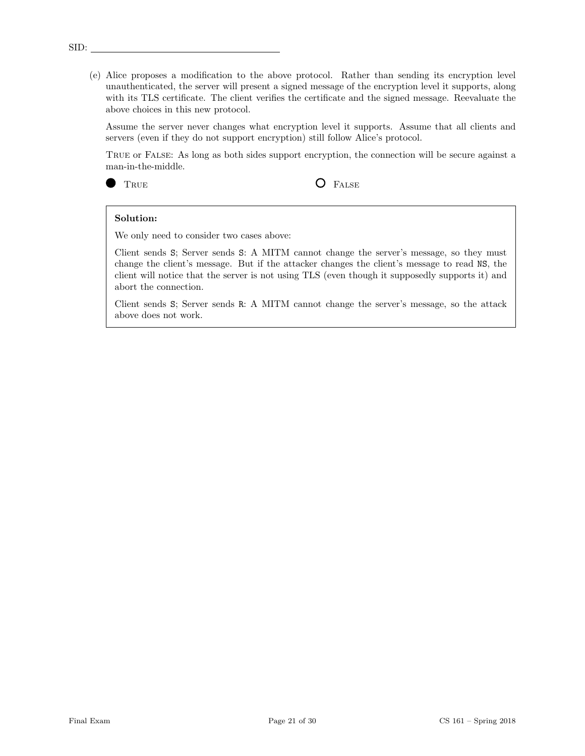(e) Alice proposes a modification to the above protocol. Rather than sending its encryption level unauthenticated, the server will present a signed message of the encryption level it supports, along with its TLS certificate. The client verifies the certificate and the signed message. Reevaluate the above choices in this new protocol.

Assume the server never changes what encryption level it supports. Assume that all clients and servers (even if they do not support encryption) still follow Alice's protocol.

TRUE or FALSE: As long as both sides support encryption, the connection will be secure against a man-in-the-middle.

● TRUE    ○ FALSE

**Solution:**

We only need to consider two cases above:

Client sends S; Server sends S: A MITM cannot change the server's message, so they must change the client's message. But if the attacker changes the client's message to read NS, the client will notice that the server is not using TLS (even though it supposedly supports it) and abort the connection.

Client sends S; Server sends R: A MITM cannot change the server's message, so the attack above does not work.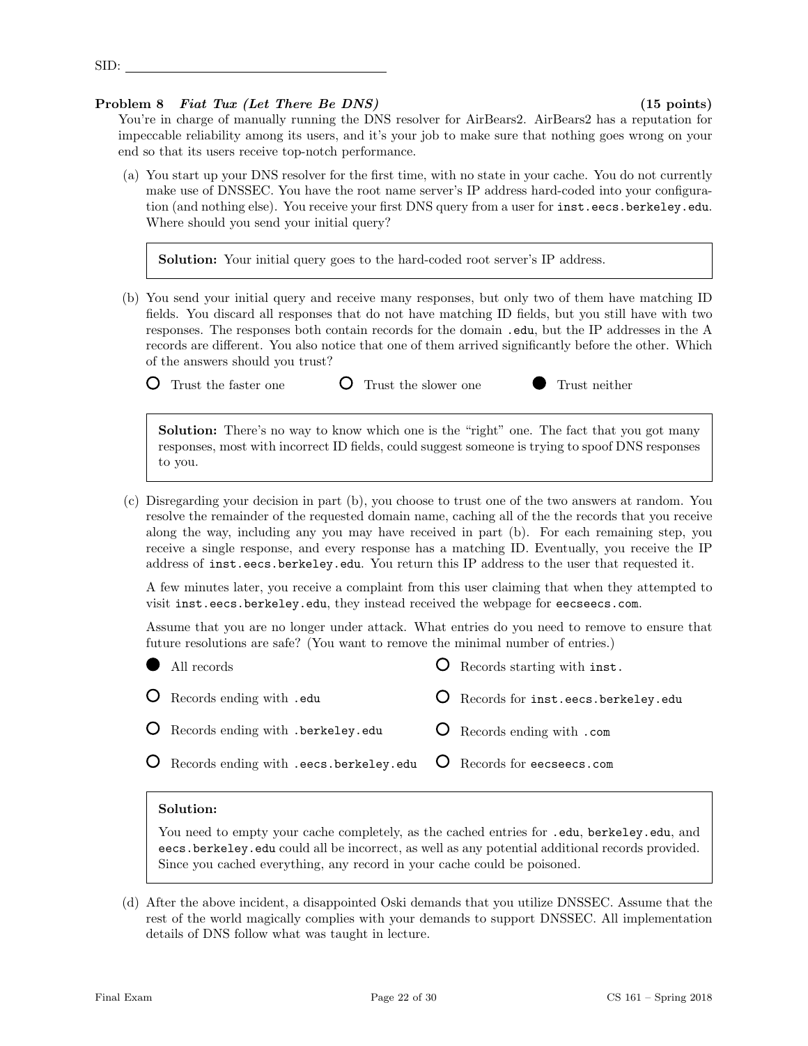SID: ____________________

**Problem 8** *Fiat Tux (Let There Be DNS)* **(15 points)**

You're in charge of manually running the DNS resolver for AirBears2. AirBears2 has a reputation for impeccable reliability among its users, and it's your job to make sure that nothing goes wrong on your end so that its users receive top-notch performance.

(a) You start up your DNS resolver for the first time, with no state in your cache. You do not currently make use of DNSSEC. You have the root name server's IP address hard-coded into your configuration (and nothing else). You receive your first DNS query from a user for `inst.eecs.berkeley.edu`. Where should you send your initial query?

> **Solution:** Your initial query goes to the hard-coded root server's IP address.

(b) You send your initial query and receive many responses, but only two of them have matching ID fields. You discard all responses that do not have matching ID fields, but you still have with two responses. The responses both contain records for the domain `.edu`, but the IP addresses in the A records are different. You also notice that one of them arrived significantly before the other. Which of the answers should you trust?

○ Trust the faster one  ○ Trust the slower one  ● Trust neither

> **Solution:** There's no way to know which one is the "right" one. The fact that you got many responses, most with incorrect ID fields, could suggest someone is trying to spoof DNS responses to you.

(c) Disregarding your decision in part (b), you choose to trust one of the two answers at random. You resolve the remainder of the requested domain name, caching all of the the records that you receive along the way, including any you may have received in part (b). For each remaining step, you receive a single response, and every response has a matching ID. Eventually, you receive the IP address of `inst.eecs.berkeley.edu`. You return this IP address to the user that requested it.

A few minutes later, you receive a complaint from this user claiming that when they attempted to visit `inst.eecs.berkeley.edu`, they instead received the webpage for `eecseecs.com`.

Assume that you are no longer under attack. What entries do you need to remove to ensure that future resolutions are safe? (You want to remove the minimal number of entries.)

● All records  ○ Records starting with `inst.`

○ Records ending with `.edu`  ○ Records for `inst.eecs.berkeley.edu`

○ Records ending with `.berkeley.edu`  ○ Records ending with `.com`

○ Records ending with `.eecs.berkeley.edu`  ○ Records for `eecseecs.com`

> **Solution:**
>
> You need to empty your cache completely, as the cached entries for `.edu`, `berkeley.edu`, and `eecs.berkeley.edu` could all be incorrect, as well as any potential additional records provided. Since you cached everything, any record in your cache could be poisoned.

(d) After the above incident, a disappointed Oski demands that you utilize DNSSEC. Assume that the rest of the world magically complies with your demands to support DNSSEC. All implementation details of DNS follow what was taught in lecture.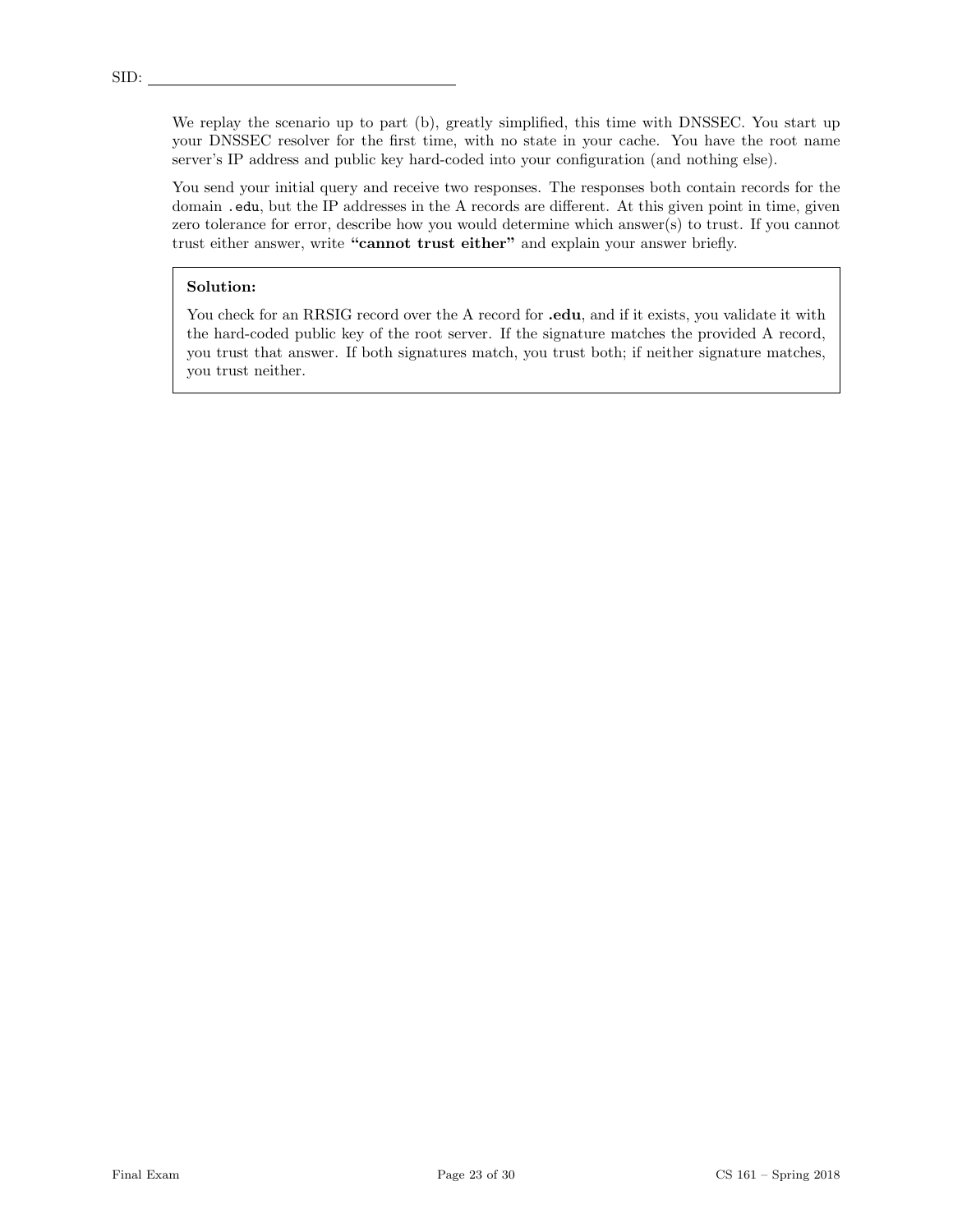We replay the scenario up to part (b), greatly simplified, this time with DNSSEC. You start up your DNSSEC resolver for the first time, with no state in your cache. You have the root name server's IP address and public key hard-coded into your configuration (and nothing else).

You send your initial query and receive two responses. The responses both contain records for the domain .edu, but the IP addresses in the A records are different. At this given point in time, given zero tolerance for error, describe how you would determine which answer(s) to trust. If you cannot trust either answer, write **"cannot trust either"** and explain your answer briefly.

**Solution:**

You check for an RRSIG record over the A record for **.edu**, and if it exists, you validate it with the hard-coded public key of the root server. If the signature matches the provided A record, you trust that answer. If both signatures match, you trust both; if neither signature matches, you trust neither.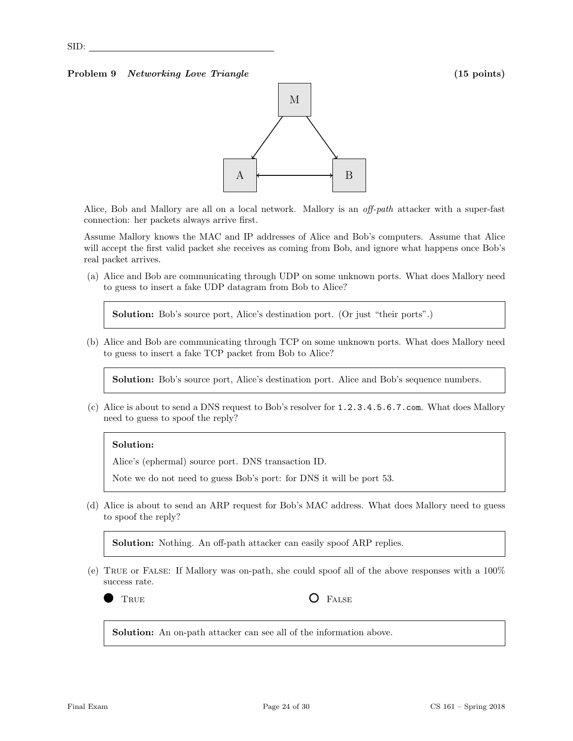SID: ______________________

**Problem 9 *Networking Love Triangle*** **(15 points)**

Alice, Bob and Mallory are all on a local network. Mallory is an *off-path* attacker with a super-fast connection: her packets always arrive first.

Assume Mallory knows the MAC and IP addresses of Alice and Bob's computers. Assume that Alice will accept the first valid packet she receives as coming from Bob, and ignore what happens once Bob's real packet arrives.

(a) Alice and Bob are communicating through UDP on some unknown ports. What does Mallory need to guess to insert a fake UDP datagram from Bob to Alice?

> **Solution:** Bob's source port, Alice's destination port. (Or just "their ports".)

(b) Alice and Bob are communicating through TCP on some unknown ports. What does Mallory need to guess to insert a fake TCP packet from Bob to Alice?

> **Solution:** Bob's source port, Alice's destination port. Alice and Bob's sequence numbers.

(c) Alice is about to send a DNS request to Bob's resolver for `1.2.3.4.5.6.7.com`. What does Mallory need to guess to spoof the reply?

> **Solution:**
>
> Alice's (ephermal) source port. DNS transaction ID.
>
> Note we do not need to guess Bob's port: for DNS it will be port 53.

(d) Alice is about to send an ARP request for Bob's MAC address. What does Mallory need to guess to spoof the reply?

> **Solution:** Nothing. An off-path attacker can easily spoof ARP replies.

(e) TRUE or FALSE: If Mallory was on-path, she could spoof all of the above responses with a 100% success rate.

● TRUE ○ FALSE

> **Solution:** An on-path attacker can see all of the information above.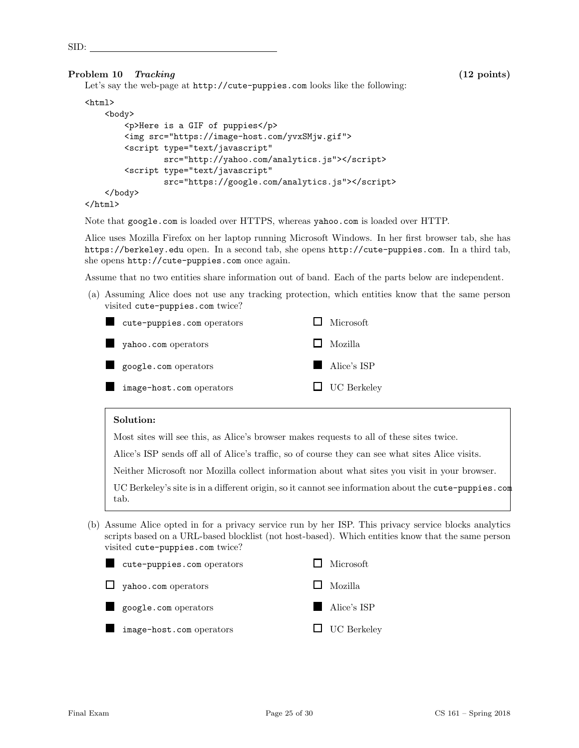SID: ____________________

## Problem 10 *Tracking* (12 points)

Let's say the web-page at `http://cute-puppies.com` looks like the following:

```
<html>
    <body>
        <p>Here is a GIF of puppies</p>
        <img src="https://image-host.com/yvxSMjw.gif">
        <script type="text/javascript"
                src="http://yahoo.com/analytics.js"></script>
        <script type="text/javascript"
                src="https://google.com/analytics.js"></script>
    </body>
</html>
```

Note that `google.com` is loaded over HTTPS, whereas `yahoo.com` is loaded over HTTP.

Alice uses Mozilla Firefox on her laptop running Microsoft Windows. In her first browser tab, she has `https://berkeley.edu` open. In a second tab, she opens `http://cute-puppies.com`. In a third tab, she opens `http://cute-puppies.com` once again.

Assume that no two entities share information out of band. Each of the parts below are independent.

(a) Assuming Alice does not use any tracking protection, which entities know that the same person visited `cute-puppies.com` twice?

- ■ `cute-puppies.com` operators
- ■ `yahoo.com` operators
- ■ `google.com` operators
- ■ `image-host.com` operators
- ☐ Microsoft
- ☐ Mozilla
- ■ Alice's ISP
- ☐ UC Berkeley

> **Solution:**
>
> Most sites will see this, as Alice's browser makes requests to all of these sites twice.
>
> Alice's ISP sends off all of Alice's traffic, so of course they can see what sites Alice visits.
>
> Neither Microsoft nor Mozilla collect information about what sites you visit in your browser.
>
> UC Berkeley's site is in a different origin, so it cannot see information about the `cute-puppies.com` tab.

(b) Assume Alice opted in for a privacy service run by her ISP. This privacy service blocks analytics scripts based on a URL-based blocklist (not host-based). Which entities know that the same person visited `cute-puppies.com` twice?

- ■ `cute-puppies.com` operators
- ☐ `yahoo.com` operators
- ■ `google.com` operators
- ■ `image-host.com` operators
- ☐ Microsoft
- ☐ Mozilla
- ■ Alice's ISP
- ☐ UC Berkeley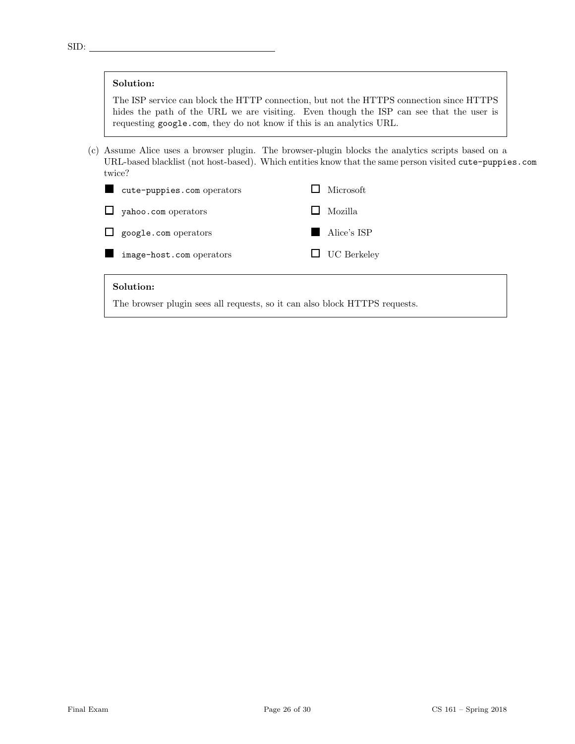**Solution:**

The ISP service can block the HTTP connection, but not the HTTPS connection since HTTPS hides the path of the URL we are visiting. Even though the ISP can see that the user is requesting `google.com`, they do not know if this is an analytics URL.

(c) Assume Alice uses a browser plugin. The browser-plugin blocks the analytics scripts based on a URL-based blacklist (not host-based). Which entities know that the same person visited `cute-puppies.com` twice?

- ■ `cute-puppies.com` operators
- ☐ `yahoo.com` operators
- ☐ `google.com` operators
- ■ `image-host.com` operators
- ☐ Microsoft
- ☐ Mozilla
- ■ Alice's ISP
- ☐ UC Berkeley

**Solution:**

The browser plugin sees all requests, so it can also block HTTPS requests.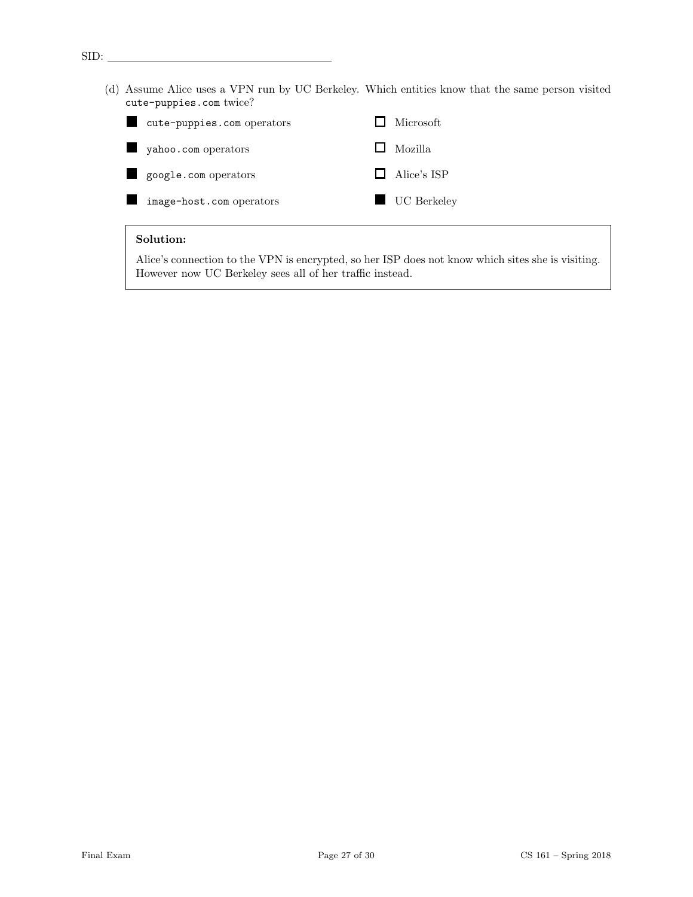(d) Assume Alice uses a VPN run by UC Berkeley. Which entities know that the same person visited `cute-puppies.com` twice?

- ■ `cute-puppies.com` operators
- ■ `yahoo.com` operators
- ■ `google.com` operators
- ■ `image-host.com` operators
- ☐ Microsoft
- ☐ Mozilla
- ☐ Alice's ISP
- ■ UC Berkeley

**Solution:**

Alice's connection to the VPN is encrypted, so her ISP does not know which sites she is visiting. However now UC Berkeley sees all of her traffic instead.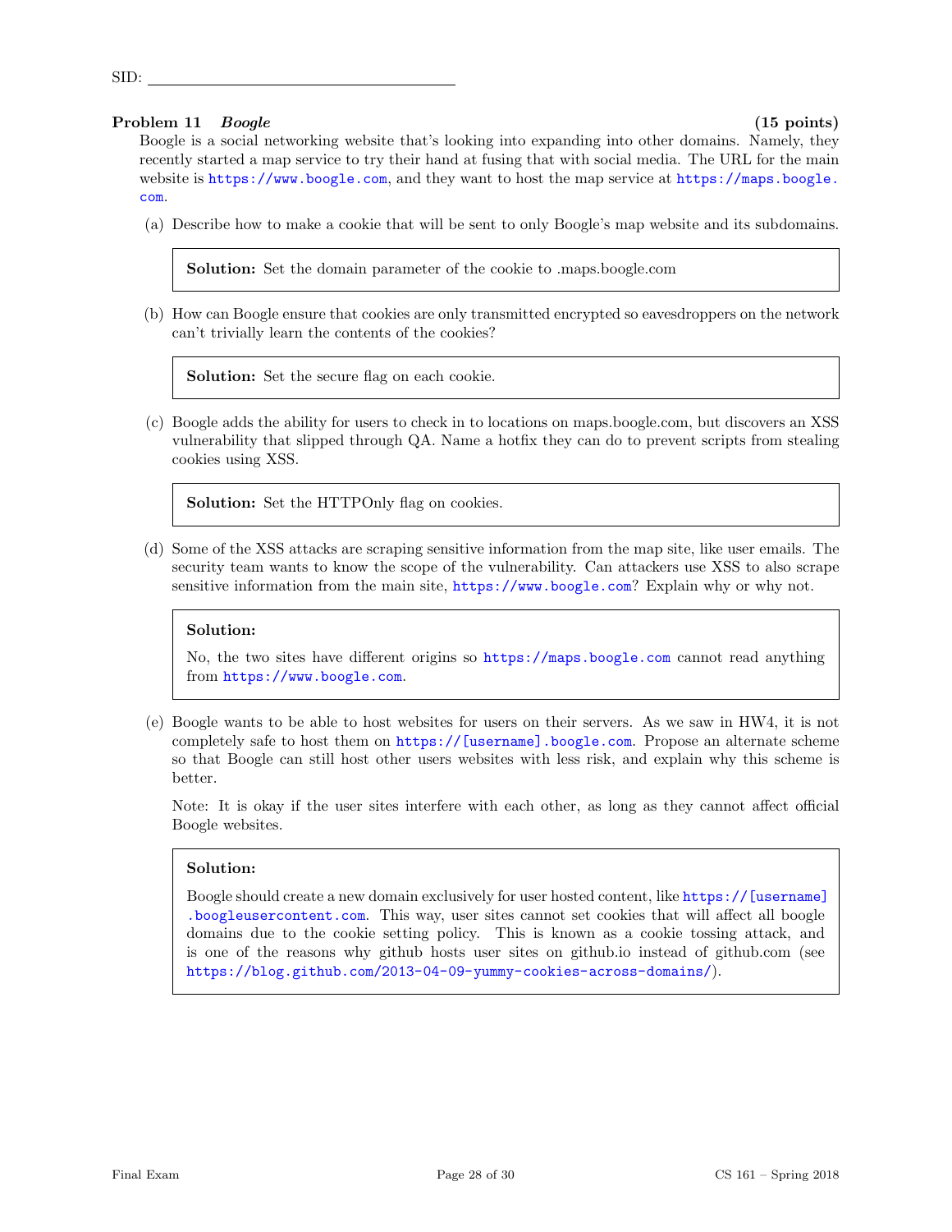SID: ____________________

## Problem 11 *Boogle* (15 points)

Boogle is a social networking website that's looking into expanding into other domains. Namely, they recently started a map service to try their hand at fusing that with social media. The URL for the main website is https://www.boogle.com, and they want to host the map service at https://maps.boogle.com.

(a) Describe how to make a cookie that will be sent to only Boogle's map website and its subdomains.

> **Solution:** Set the domain parameter of the cookie to .maps.boogle.com

(b) How can Boogle ensure that cookies are only transmitted encrypted so eavesdroppers on the network can't trivially learn the contents of the cookies?

> **Solution:** Set the secure flag on each cookie.

(c) Boogle adds the ability for users to check in to locations on maps.boogle.com, but discovers an XSS vulnerability that slipped through QA. Name a hotfix they can do to prevent scripts from stealing cookies using XSS.

> **Solution:** Set the HTTPOnly flag on cookies.

(d) Some of the XSS attacks are scraping sensitive information from the map site, like user emails. The security team wants to know the scope of the vulnerability. Can attackers use XSS to also scrape sensitive information from the main site, https://www.boogle.com? Explain why or why not.

> **Solution:**
>
> No, the two sites have different origins so https://maps.boogle.com cannot read anything from https://www.boogle.com.

(e) Boogle wants to be able to host websites for users on their servers. As we saw in HW4, it is not completely safe to host them on https://[username].boogle.com. Propose an alternate scheme so that Boogle can still host other users websites with less risk, and explain why this scheme is better.

Note: It is okay if the user sites interfere with each other, as long as they cannot affect official Boogle websites.

> **Solution:**
>
> Boogle should create a new domain exclusively for user hosted content, like https://[username].boogleusercontent.com. This way, user sites cannot set cookies that will affect all boogle domains due to the cookie setting policy. This is known as a cookie tossing attack, and is one of the reasons why github hosts user sites on github.io instead of github.com (see https://blog.github.com/2013-04-09-yummy-cookies-across-domains/).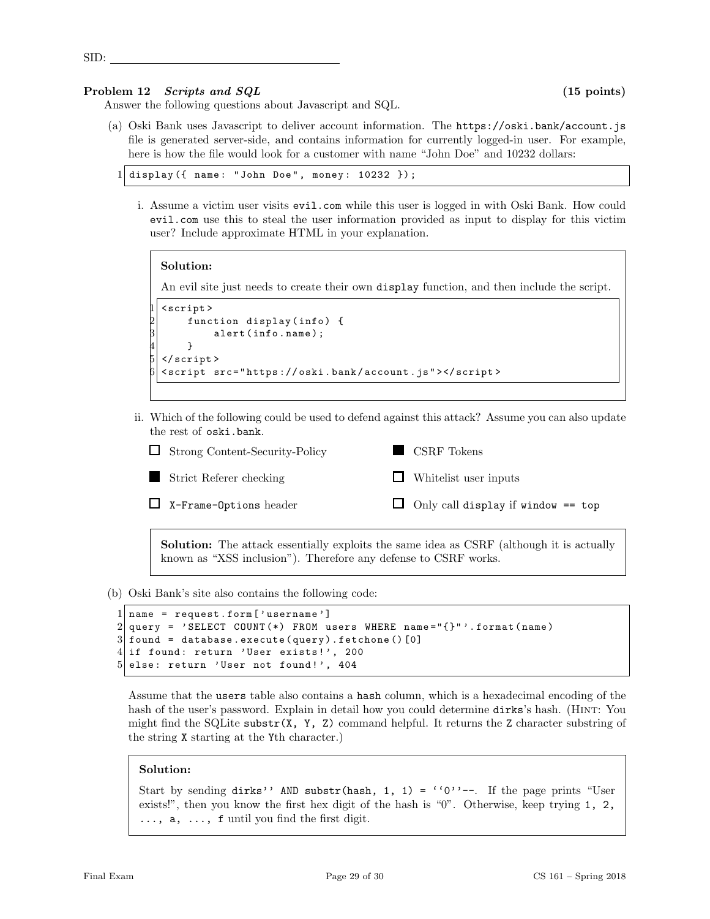SID: ____________________

### Problem 12 *Scripts and SQL* (15 points)

Answer the following questions about Javascript and SQL.

(a) Oski Bank uses Javascript to deliver account information. The `https://oski.bank/account.js` file is generated server-side, and contains information for currently logged-in user. For example, here is how the file would look for a customer with name "John Doe" and 10232 dollars:

```
display({ name: "John Doe", money: 10232 });
```

i. Assume a victim user visits `evil.com` while this user is logged in with Oski Bank. How could `evil.com` use this to steal the user information provided as input to display for this victim user? Include approximate HTML in your explanation.

**Solution:**

An evil site just needs to create their own `display` function, and then include the script.

```
<script>
    function display(info) {
        alert(info.name);
    }
</script>
<script src="https://oski.bank/account.js"></script>
```

ii. Which of the following could be used to defend against this attack? Assume you can also update the rest of `oski.bank`.

- ☐ Strong Content-Security-Policy
- ■ CSRF Tokens
- ■ Strict Referer checking
- ☐ Whitelist user inputs
- ☐ `X-Frame-Options` header
- ☐ Only call `display` if `window == top`

**Solution:** The attack essentially exploits the same idea as CSRF (although it is actually known as "XSS inclusion"). Therefore any defense to CSRF works.

(b) Oski Bank's site also contains the following code:

```
name = request.form['username']
query = 'SELECT COUNT(*) FROM users WHERE name="{}"'.format(name)
found = database.execute(query).fetchone()[0]
if found: return 'User exists!', 200
else: return 'User not found!', 404
```

Assume that the `users` table also contains a `hash` column, which is a hexadecimal encoding of the hash of the user's password. Explain in detail how you could determine `dirks`'s hash. (HINT: You might find the SQLite `substr(X, Y, Z)` command helpful. It returns the `Z` character substring of the string `X` starting at the `Y`th character.)

**Solution:**

Start by sending `dirks'' AND substr(hash, 1, 1) = ''0''--`. If the page prints "User exists!", then you know the first hex digit of the hash is "0". Otherwise, keep trying `1, 2, ..., a, ..., f` until you find the first digit.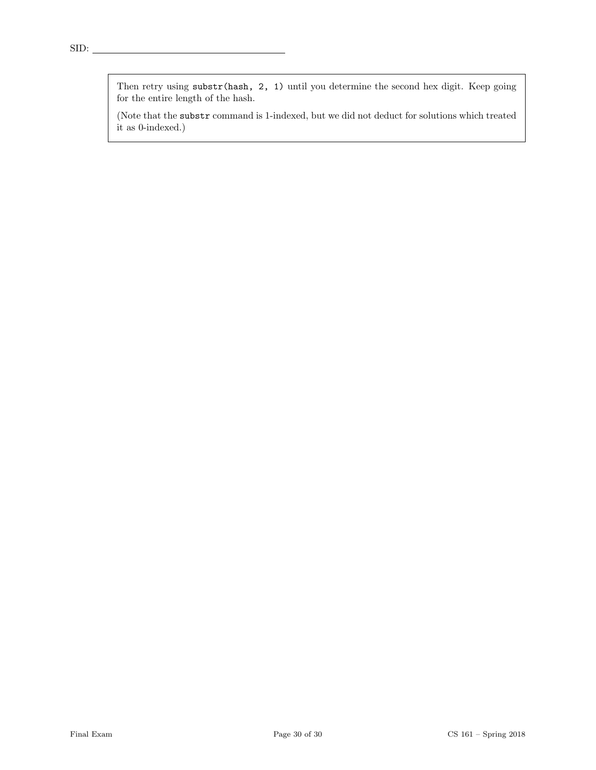Then retry using `substr(hash, 2, 1)` until you determine the second hex digit. Keep going for the entire length of the hash.

(Note that the `substr` command is 1-indexed, but we did not deduct for solutions which treated it as 0-indexed.)